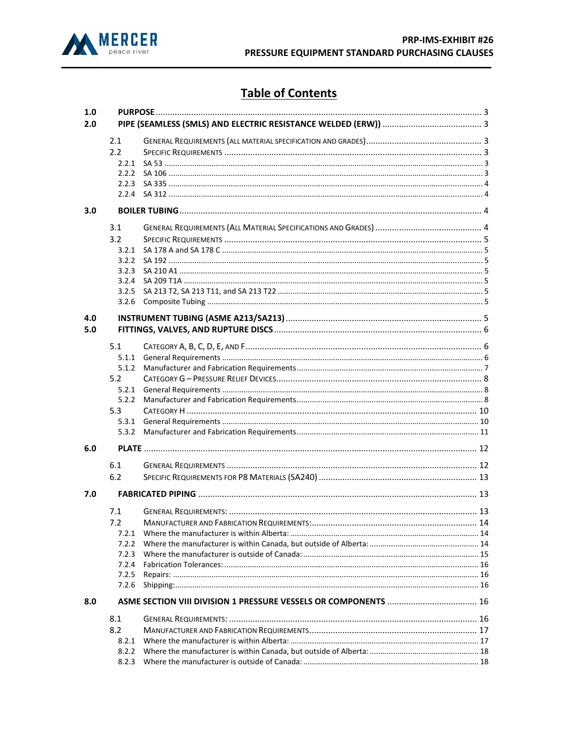# Table of Contents

| | | | |
|---|---|---|---|
| **1.0** | **PURPOSE** | | 3 |
| **2.0** | **PIPE (SEAMLESS (SMLS) AND ELECTRIC RESISTANCE WELDED (ERW))** | | 3 |
| | 2.1 | General Requirements (all material specification and grades) | 3 |
| | 2.2 | Specific Requirements | 3 |
| | 2.2.1 | SA 53 | 3 |
| | 2.2.2 | SA 106 | 3 |
| | 2.2.3 | SA 335 | 4 |
| | 2.2.4 | SA 312 | 4 |
| **3.0** | **BOILER TUBING** | | 4 |
| | 3.1 | General Requirements (All Material Specifications and Grades) | 4 |
| | 3.2 | Specific Requirements | 5 |
| | 3.2.1 | SA 178 A and SA 178 C | 5 |
| | 3.2.2 | SA 192 | 5 |
| | 3.2.3 | SA 210 A1 | 5 |
| | 3.2.4 | SA 209 T1A | 5 |
| | 3.2.5 | SA 213 T2, SA 213 T11, and SA 213 T22 | 5 |
| | 3.2.6 | Composite Tubing | 5 |
| **4.0** | **INSTRUMENT TUBING (ASME A213/SA213)** | | 5 |
| **5.0** | **FITTINGS, VALVES, AND RUPTURE DISCS** | | 6 |
| | 5.1 | Category A, B, C, D, E, and F | 6 |
| | 5.1.1 | General Requirements | 6 |
| | 5.1.2 | Manufacturer and Fabrication Requirements | 7 |
| | 5.2 | Category G – Pressure Relief Devices | 8 |
| | 5.2.1 | General Requirements | 8 |
| | 5.2.2 | Manufacturer and Fabrication Requirements | 8 |
| | 5.3 | Category H | 10 |
| | 5.3.1 | General Requirements | 10 |
| | 5.3.2 | Manufacturer and Fabrication Requirements | 11 |
| **6.0** | **PLATE** | | 12 |
| | 6.1 | General Requirements | 12 |
| | 6.2 | Specific Requirements for P8 Materials (SA240) | 13 |
| **7.0** | **FABRICATED PIPING** | | 13 |
| | 7.1 | General Requirements: | 13 |
| | 7.2 | Manufacturer and Fabrication Requirements: | 14 |
| | 7.2.1 | Where the manufacturer is within Alberta: | 14 |
| | 7.2.2 | Where the manufacturer is within Canada, but outside of Alberta: | 14 |
| | 7.2.3 | Where the manufacturer is outside of Canada: | 15 |
| | 7.2.4 | Fabrication Tolerances: | 16 |
| | 7.2.5 | Repairs: | 16 |
| | 7.2.6 | Shipping: | 16 |
| **8.0** | **ASME SECTION VIII DIVISION 1 PRESSURE VESSELS OR COMPONENTS** | | 16 |
| | 8.1 | General Requirements: | 16 |
| | 8.2 | Manufacturer and Fabrication Requirements | 17 |
| | 8.2.1 | Where the manufacturer is within Alberta: | 17 |
| | 8.2.2 | Where the manufacturer is within Canada, but outside of Alberta: | 18 |
| | 8.2.3 | Where the manufacturer is outside of Canada: | 18 |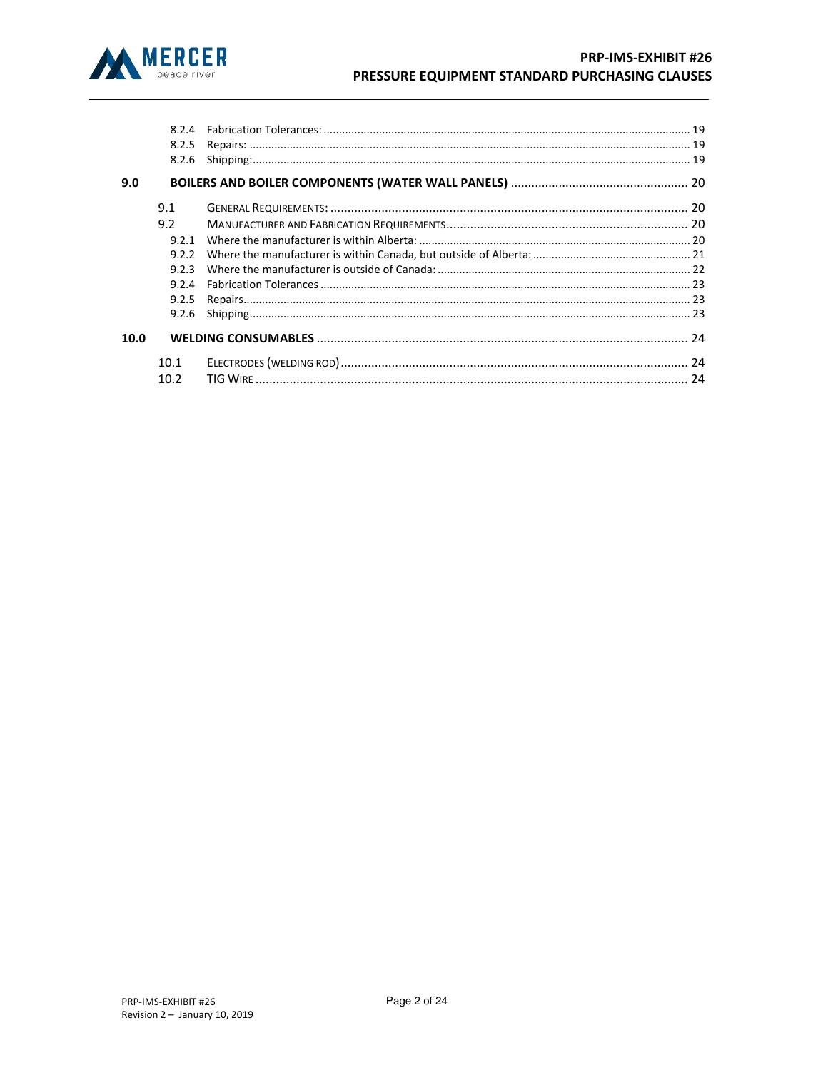8.2.4 Fabrication Tolerances: ..... 19
8.2.5 Repairs: ..... 19
8.2.6 Shipping: ..... 19

**9.0 BOILERS AND BOILER COMPONENTS (WATER WALL PANELS) ..... 20**

9.1 GENERAL REQUIREMENTS: ..... 20
9.2 MANUFACTURER AND FABRICATION REQUIREMENTS ..... 20
9.2.1 Where the manufacturer is within Alberta: ..... 20
9.2.2 Where the manufacturer is within Canada, but outside of Alberta: ..... 21
9.2.3 Where the manufacturer is outside of Canada: ..... 22
9.2.4 Fabrication Tolerances ..... 23
9.2.5 Repairs ..... 23
9.2.6 Shipping ..... 23

**10.0 WELDING CONSUMABLES ..... 24**

10.1 ELECTRODES (WELDING ROD) ..... 24
10.2 TIG WIRE ..... 24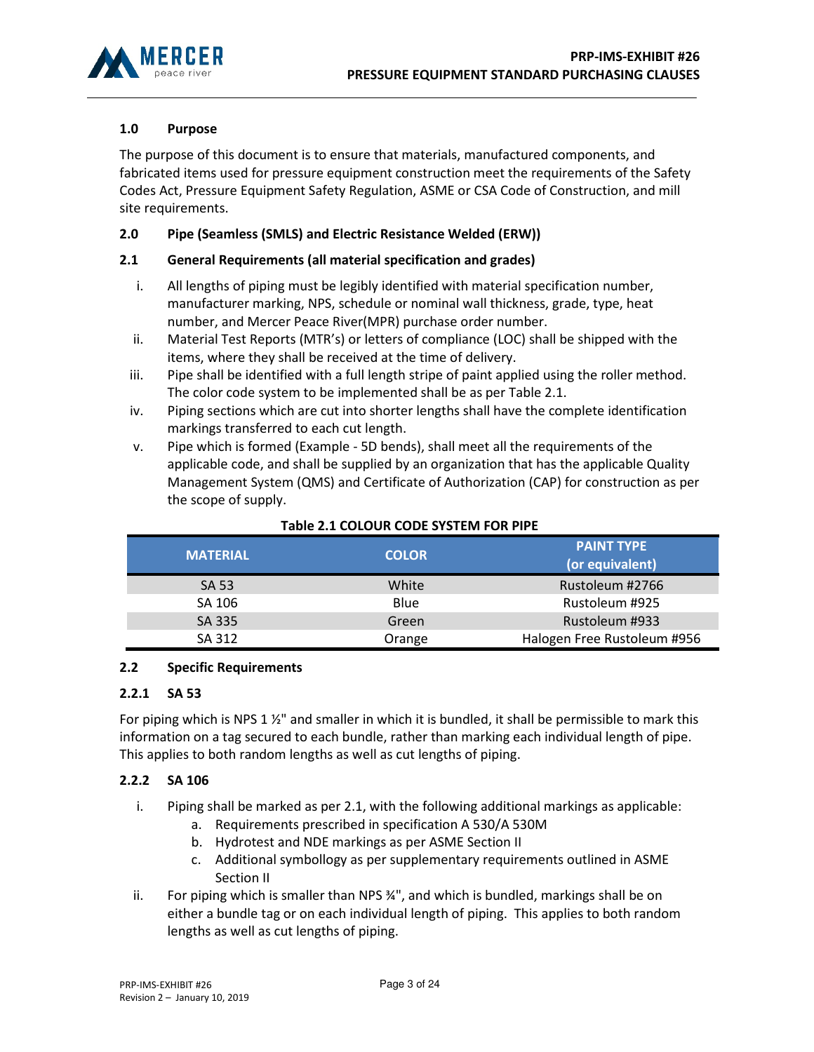## 1.0 Purpose

The purpose of this document is to ensure that materials, manufactured components, and fabricated items used for pressure equipment construction meet the requirements of the Safety Codes Act, Pressure Equipment Safety Regulation, ASME or CSA Code of Construction, and mill site requirements.

## 2.0 Pipe (Seamless (SMLS) and Electric Resistance Welded (ERW))

### 2.1 General Requirements (all material specification and grades)

i. All lengths of piping must be legibly identified with material specification number, manufacturer marking, NPS, schedule or nominal wall thickness, grade, type, heat number, and Mercer Peace River(MPR) purchase order number.

ii. Material Test Reports (MTR's) or letters of compliance (LOC) shall be shipped with the items, where they shall be received at the time of delivery.

iii. Pipe shall be identified with a full length stripe of paint applied using the roller method. The color code system to be implemented shall be as per Table 2.1.

iv. Piping sections which are cut into shorter lengths shall have the complete identification markings transferred to each cut length.

v. Pipe which is formed (Example - 5D bends), shall meet all the requirements of the applicable code, and shall be supplied by an organization that has the applicable Quality Management System (QMS) and Certificate of Authorization (CAP) for construction as per the scope of supply.

**Table 2.1 COLOUR CODE SYSTEM FOR PIPE**

| MATERIAL | COLOR | PAINT TYPE (or equivalent) |
|---|---|---|
| SA 53 | White | Rustoleum #2766 |
| SA 106 | Blue | Rustoleum #925 |
| SA 335 | Green | Rustoleum #933 |
| SA 312 | Orange | Halogen Free Rustoleum #956 |

### 2.2 Specific Requirements

#### 2.2.1 SA 53

For piping which is NPS 1 ½" and smaller in which it is bundled, it shall be permissible to mark this information on a tag secured to each bundle, rather than marking each individual length of pipe. This applies to both random lengths as well as cut lengths of piping.

#### 2.2.2 SA 106

i. Piping shall be marked as per 2.1, with the following additional markings as applicable:
   a. Requirements prescribed in specification A 530/A 530M
   b. Hydrotest and NDE markings as per ASME Section II
   c. Additional symbollogy as per supplementary requirements outlined in ASME Section II

ii. For piping which is smaller than NPS ¾", and which is bundled, markings shall be on either a bundle tag or on each individual length of piping. This applies to both random lengths as well as cut lengths of piping.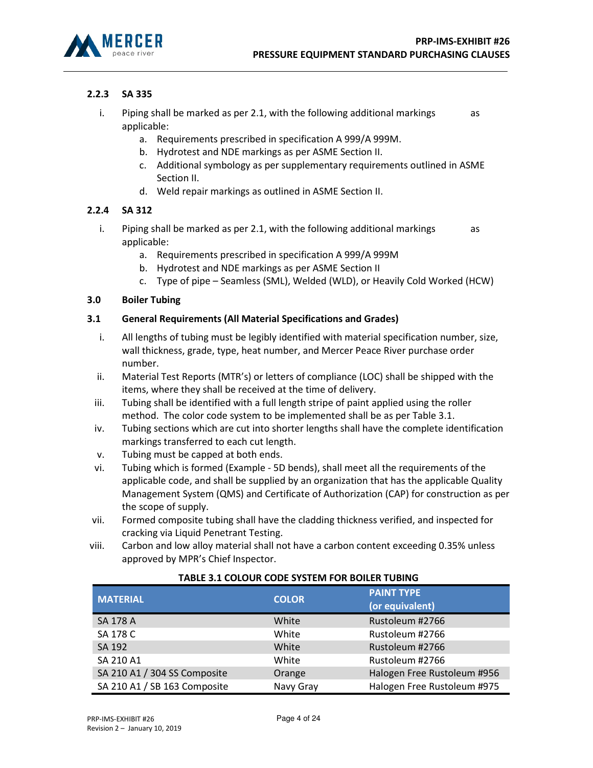### 2.2.3 SA 335

i. Piping shall be marked as per 2.1, with the following additional markings as applicable:
   a. Requirements prescribed in specification A 999/A 999M.
   b. Hydrotest and NDE markings as per ASME Section II.
   c. Additional symbology as per supplementary requirements outlined in ASME Section II.
   d. Weld repair markings as outlined in ASME Section II.

### 2.2.4 SA 312

i. Piping shall be marked as per 2.1, with the following additional markings as applicable:
   a. Requirements prescribed in specification A 999/A 999M
   b. Hydrotest and NDE markings as per ASME Section II
   c. Type of pipe – Seamless (SML), Welded (WLD), or Heavily Cold Worked (HCW)

## 3.0 Boiler Tubing

### 3.1 General Requirements (All Material Specifications and Grades)

i. All lengths of tubing must be legibly identified with material specification number, size, wall thickness, grade, type, heat number, and Mercer Peace River purchase order number.

ii. Material Test Reports (MTR's) or letters of compliance (LOC) shall be shipped with the items, where they shall be received at the time of delivery.

iii. Tubing shall be identified with a full length stripe of paint applied using the roller method. The color code system to be implemented shall be as per Table 3.1.

iv. Tubing sections which are cut into shorter lengths shall have the complete identification markings transferred to each cut length.

v. Tubing must be capped at both ends.

vi. Tubing which is formed (Example - 5D bends), shall meet all the requirements of the applicable code, and shall be supplied by an organization that has the applicable Quality Management System (QMS) and Certificate of Authorization (CAP) for construction as per the scope of supply.

vii. Formed composite tubing shall have the cladding thickness verified, and inspected for cracking via Liquid Penetrant Testing.

viii. Carbon and low alloy material shall not have a carbon content exceeding 0.35% unless approved by MPR's Chief Inspector.

**TABLE 3.1 COLOUR CODE SYSTEM FOR BOILER TUBING**

| MATERIAL | COLOR | PAINT TYPE (or equivalent) |
|---|---|---|
| SA 178 A | White | Rustoleum #2766 |
| SA 178 C | White | Rustoleum #2766 |
| SA 192 | White | Rustoleum #2766 |
| SA 210 A1 | White | Rustoleum #2766 |
| SA 210 A1 / 304 SS Composite | Orange | Halogen Free Rustoleum #956 |
| SA 210 A1 / SB 163 Composite | Navy Gray | Halogen Free Rustoleum #975 |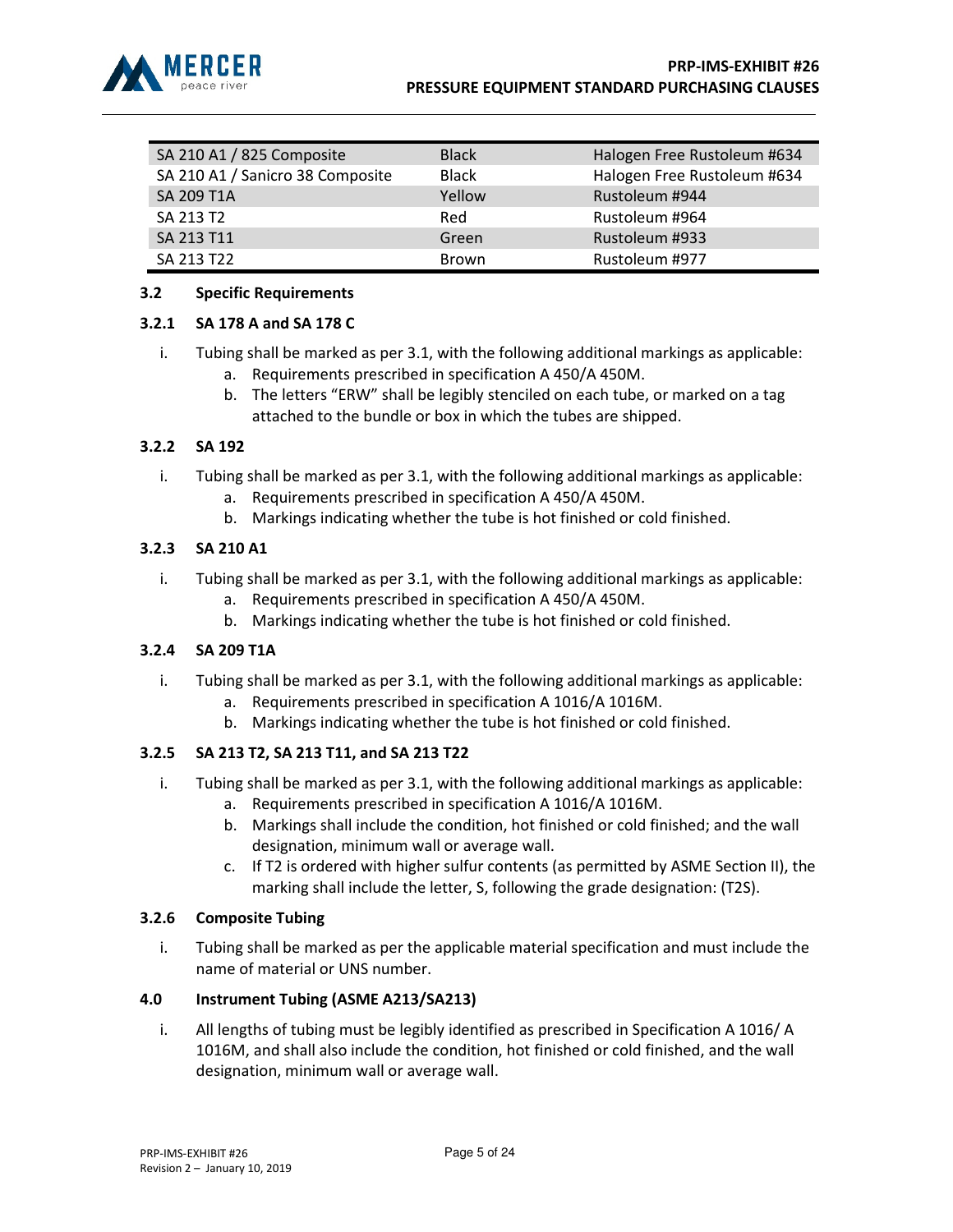| SA 210 A1 / 825 Composite | Black | Halogen Free Rustoleum #634 |
|---|---|---|
| SA 210 A1 / Sanicro 38 Composite | Black | Halogen Free Rustoleum #634 |
| SA 209 T1A | Yellow | Rustoleum #944 |
| SA 213 T2 | Red | Rustoleum #964 |
| SA 213 T11 | Green | Rustoleum #933 |
| SA 213 T22 | Brown | Rustoleum #977 |

### 3.2 Specific Requirements

#### 3.2.1 SA 178 A and SA 178 C

i. Tubing shall be marked as per 3.1, with the following additional markings as applicable:
   a. Requirements prescribed in specification A 450/A 450M.
   b. The letters "ERW" shall be legibly stenciled on each tube, or marked on a tag attached to the bundle or box in which the tubes are shipped.

#### 3.2.2 SA 192

i. Tubing shall be marked as per 3.1, with the following additional markings as applicable:
   a. Requirements prescribed in specification A 450/A 450M.
   b. Markings indicating whether the tube is hot finished or cold finished.

#### 3.2.3 SA 210 A1

i. Tubing shall be marked as per 3.1, with the following additional markings as applicable:
   a. Requirements prescribed in specification A 450/A 450M.
   b. Markings indicating whether the tube is hot finished or cold finished.

#### 3.2.4 SA 209 T1A

i. Tubing shall be marked as per 3.1, with the following additional markings as applicable:
   a. Requirements prescribed in specification A 1016/A 1016M.
   b. Markings indicating whether the tube is hot finished or cold finished.

#### 3.2.5 SA 213 T2, SA 213 T11, and SA 213 T22

i. Tubing shall be marked as per 3.1, with the following additional markings as applicable:
   a. Requirements prescribed in specification A 1016/A 1016M.
   b. Markings shall include the condition, hot finished or cold finished; and the wall designation, minimum wall or average wall.
   c. If T2 is ordered with higher sulfur contents (as permitted by ASME Section II), the marking shall include the letter, S, following the grade designation: (T2S).

#### 3.2.6 Composite Tubing

i. Tubing shall be marked as per the applicable material specification and must include the name of material or UNS number.

### 4.0 Instrument Tubing (ASME A213/SA213)

i. All lengths of tubing must be legibly identified as prescribed in Specification A 1016/ A 1016M, and shall also include the condition, hot finished or cold finished, and the wall designation, minimum wall or average wall.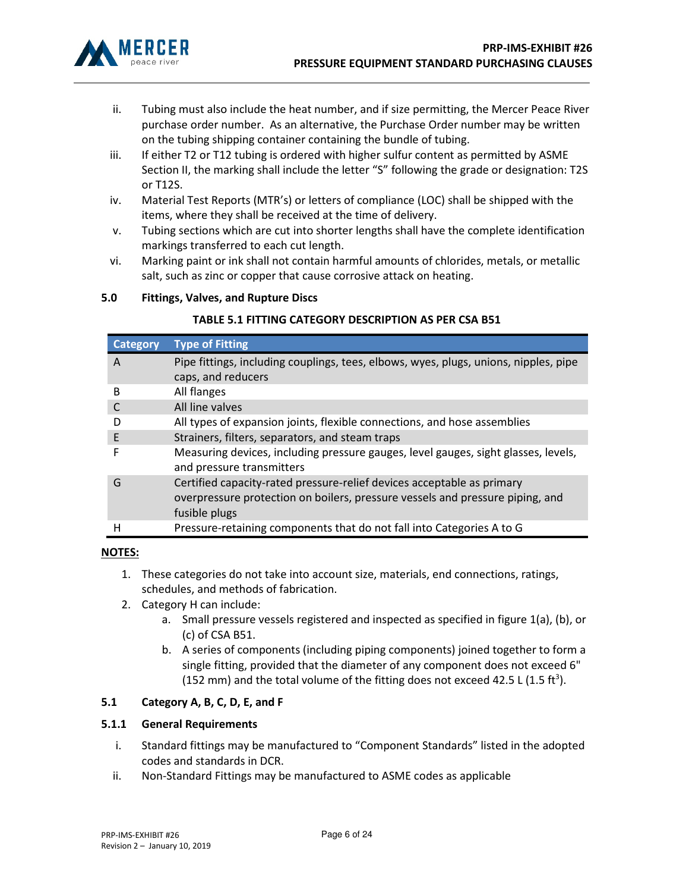ii. Tubing must also include the heat number, and if size permitting, the Mercer Peace River purchase order number. As an alternative, the Purchase Order number may be written on the tubing shipping container containing the bundle of tubing.

iii. If either T2 or T12 tubing is ordered with higher sulfur content as permitted by ASME Section II, the marking shall include the letter "S" following the grade or designation: T2S or T12S.

iv. Material Test Reports (MTR's) or letters of compliance (LOC) shall be shipped with the items, where they shall be received at the time of delivery.

v. Tubing sections which are cut into shorter lengths shall have the complete identification markings transferred to each cut length.

vi. Marking paint or ink shall not contain harmful amounts of chlorides, metals, or metallic salt, such as zinc or copper that cause corrosive attack on heating.

## 5.0 Fittings, Valves, and Rupture Discs

**TABLE 5.1 FITTING CATEGORY DESCRIPTION AS PER CSA B51**

| Category | Type of Fitting |
|---|---|
| A | Pipe fittings, including couplings, tees, elbows, wyes, plugs, unions, nipples, pipe caps, and reducers |
| B | All flanges |
| C | All line valves |
| D | All types of expansion joints, flexible connections, and hose assemblies |
| E | Strainers, filters, separators, and steam traps |
| F | Measuring devices, including pressure gauges, level gauges, sight glasses, levels, and pressure transmitters |
| G | Certified capacity-rated pressure-relief devices acceptable as primary overpressure protection on boilers, pressure vessels and pressure piping, and fusible plugs |
| H | Pressure-retaining components that do not fall into Categories A to G |

**NOTES:**

1. These categories do not take into account size, materials, end connections, ratings, schedules, and methods of fabrication.
2. Category H can include:
   a. Small pressure vessels registered and inspected as specified in figure 1(a), (b), or (c) of CSA B51.
   b. A series of components (including piping components) joined together to form a single fitting, provided that the diameter of any component does not exceed 6" (152 mm) and the total volume of the fitting does not exceed 42.5 L (1.5 ft$^3$).

## 5.1 Category A, B, C, D, E, and F

### 5.1.1 General Requirements

i. Standard fittings may be manufactured to "Component Standards" listed in the adopted codes and standards in DCR.

ii. Non-Standard Fittings may be manufactured to ASME codes as applicable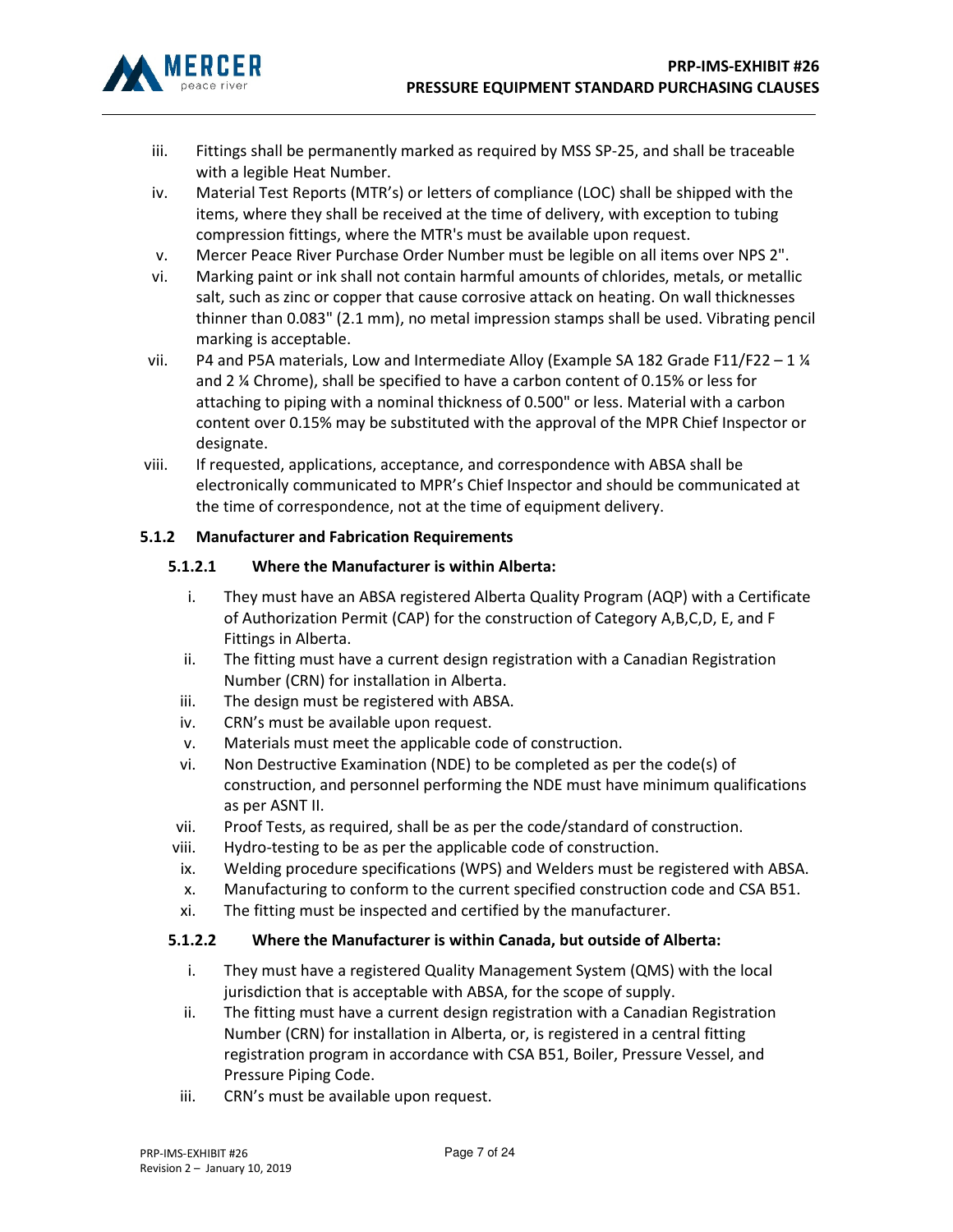iii. Fittings shall be permanently marked as required by MSS SP-25, and shall be traceable with a legible Heat Number.

iv. Material Test Reports (MTR's) or letters of compliance (LOC) shall be shipped with the items, where they shall be received at the time of delivery, with exception to tubing compression fittings, where the MTR's must be available upon request.

v. Mercer Peace River Purchase Order Number must be legible on all items over NPS 2".

vi. Marking paint or ink shall not contain harmful amounts of chlorides, metals, or metallic salt, such as zinc or copper that cause corrosive attack on heating. On wall thicknesses thinner than 0.083" (2.1 mm), no metal impression stamps shall be used. Vibrating pencil marking is acceptable.

vii. P4 and P5A materials, Low and Intermediate Alloy (Example SA 182 Grade F11/F22 – 1 ¼ and 2 ¼ Chrome), shall be specified to have a carbon content of 0.15% or less for attaching to piping with a nominal thickness of 0.500" or less. Material with a carbon content over 0.15% may be substituted with the approval of the MPR Chief Inspector or designate.

viii. If requested, applications, acceptance, and correspondence with ABSA shall be electronically communicated to MPR's Chief Inspector and should be communicated at the time of correspondence, not at the time of equipment delivery.

### 5.1.2 Manufacturer and Fabrication Requirements

#### 5.1.2.1 Where the Manufacturer is within Alberta:

i. They must have an ABSA registered Alberta Quality Program (AQP) with a Certificate of Authorization Permit (CAP) for the construction of Category A,B,C,D, E, and F Fittings in Alberta.

ii. The fitting must have a current design registration with a Canadian Registration Number (CRN) for installation in Alberta.

iii. The design must be registered with ABSA.

iv. CRN's must be available upon request.

v. Materials must meet the applicable code of construction.

vi. Non Destructive Examination (NDE) to be completed as per the code(s) of construction, and personnel performing the NDE must have minimum qualifications as per ASNT II.

vii. Proof Tests, as required, shall be as per the code/standard of construction.

viii. Hydro-testing to be as per the applicable code of construction.

ix. Welding procedure specifications (WPS) and Welders must be registered with ABSA.

x. Manufacturing to conform to the current specified construction code and CSA B51.

xi. The fitting must be inspected and certified by the manufacturer.

#### 5.1.2.2 Where the Manufacturer is within Canada, but outside of Alberta:

i. They must have a registered Quality Management System (QMS) with the local jurisdiction that is acceptable with ABSA, for the scope of supply.

ii. The fitting must have a current design registration with a Canadian Registration Number (CRN) for installation in Alberta, or, is registered in a central fitting registration program in accordance with CSA B51, Boiler, Pressure Vessel, and Pressure Piping Code.

iii. CRN's must be available upon request.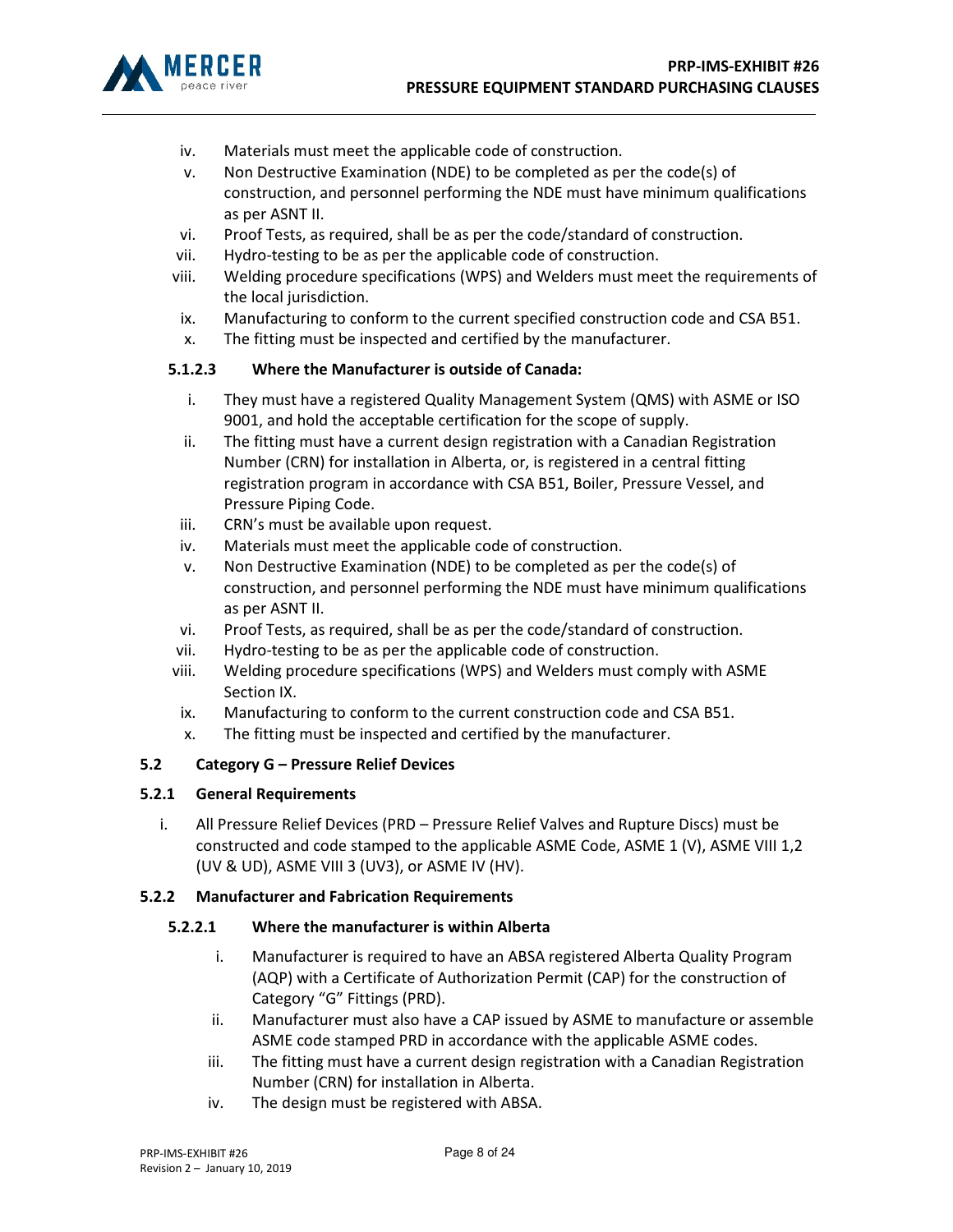iv. Materials must meet the applicable code of construction.
v. Non Destructive Examination (NDE) to be completed as per the code(s) of construction, and personnel performing the NDE must have minimum qualifications as per ASNT II.
vi. Proof Tests, as required, shall be as per the code/standard of construction.
vii. Hydro-testing to be as per the applicable code of construction.
viii. Welding procedure specifications (WPS) and Welders must meet the requirements of the local jurisdiction.
ix. Manufacturing to conform to the current specified construction code and CSA B51.
x. The fitting must be inspected and certified by the manufacturer.

#### 5.1.2.3 Where the Manufacturer is outside of Canada:

i. They must have a registered Quality Management System (QMS) with ASME or ISO 9001, and hold the acceptable certification for the scope of supply.
ii. The fitting must have a current design registration with a Canadian Registration Number (CRN) for installation in Alberta, or, is registered in a central fitting registration program in accordance with CSA B51, Boiler, Pressure Vessel, and Pressure Piping Code.
iii. CRN's must be available upon request.
iv. Materials must meet the applicable code of construction.
v. Non Destructive Examination (NDE) to be completed as per the code(s) of construction, and personnel performing the NDE must have minimum qualifications as per ASNT II.
vi. Proof Tests, as required, shall be as per the code/standard of construction.
vii. Hydro-testing to be as per the applicable code of construction.
viii. Welding procedure specifications (WPS) and Welders must comply with ASME Section IX.
ix. Manufacturing to conform to the current construction code and CSA B51.
x. The fitting must be inspected and certified by the manufacturer.

## 5.2 Category G – Pressure Relief Devices

### 5.2.1 General Requirements

i. All Pressure Relief Devices (PRD – Pressure Relief Valves and Rupture Discs) must be constructed and code stamped to the applicable ASME Code, ASME 1 (V), ASME VIII 1,2 (UV & UD), ASME VIII 3 (UV3), or ASME IV (HV).

### 5.2.2 Manufacturer and Fabrication Requirements

#### 5.2.2.1 Where the manufacturer is within Alberta

i. Manufacturer is required to have an ABSA registered Alberta Quality Program (AQP) with a Certificate of Authorization Permit (CAP) for the construction of Category "G" Fittings (PRD).
ii. Manufacturer must also have a CAP issued by ASME to manufacture or assemble ASME code stamped PRD in accordance with the applicable ASME codes.
iii. The fitting must have a current design registration with a Canadian Registration Number (CRN) for installation in Alberta.
iv. The design must be registered with ABSA.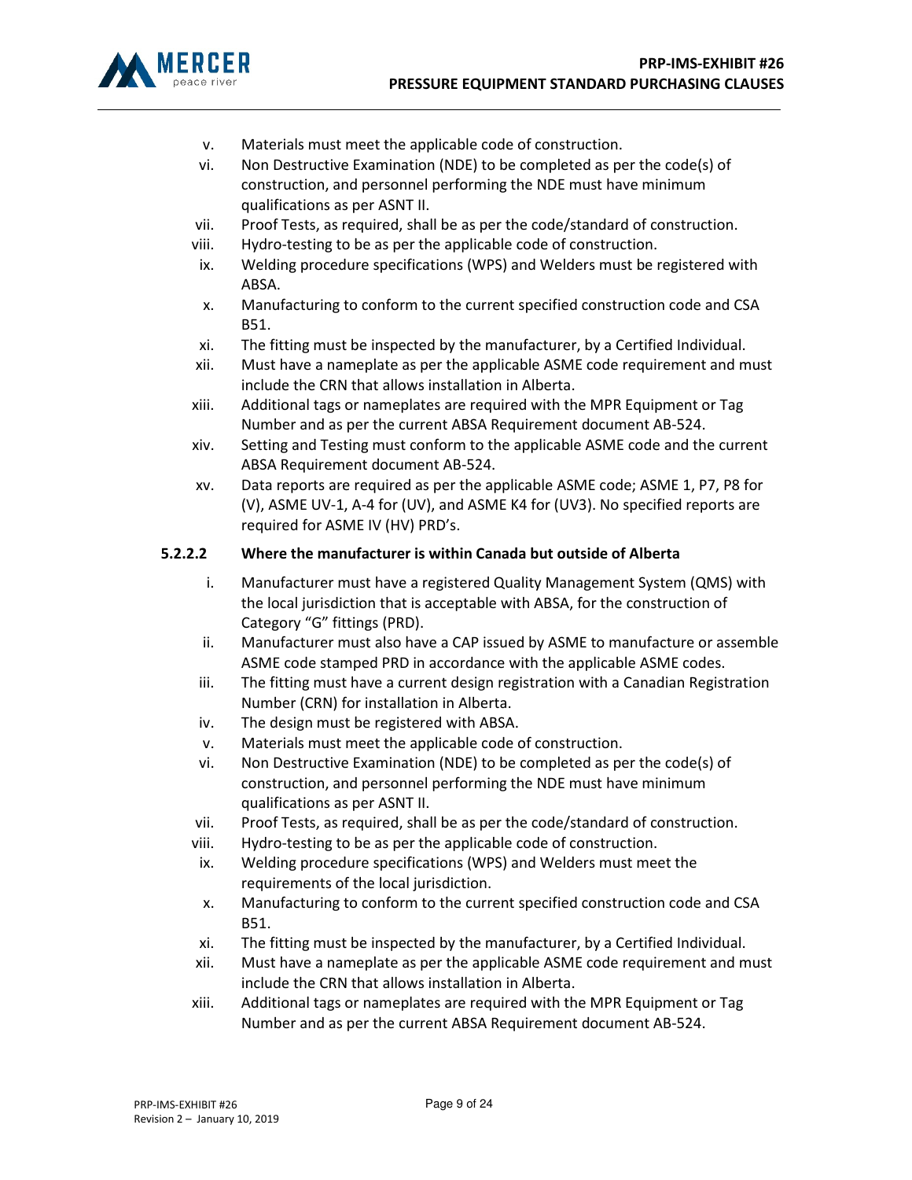v. Materials must meet the applicable code of construction.

vi. Non Destructive Examination (NDE) to be completed as per the code(s) of construction, and personnel performing the NDE must have minimum qualifications as per ASNT II.

vii. Proof Tests, as required, shall be as per the code/standard of construction.

viii. Hydro-testing to be as per the applicable code of construction.

ix. Welding procedure specifications (WPS) and Welders must be registered with ABSA.

x. Manufacturing to conform to the current specified construction code and CSA B51.

xi. The fitting must be inspected by the manufacturer, by a Certified Individual.

xii. Must have a nameplate as per the applicable ASME code requirement and must include the CRN that allows installation in Alberta.

xiii. Additional tags or nameplates are required with the MPR Equipment or Tag Number and as per the current ABSA Requirement document AB-524.

xiv. Setting and Testing must conform to the applicable ASME code and the current ABSA Requirement document AB-524.

xv. Data reports are required as per the applicable ASME code; ASME 1, P7, P8 for (V), ASME UV-1, A-4 for (UV), and ASME K4 for (UV3). No specified reports are required for ASME IV (HV) PRD's.

#### 5.2.2.2 Where the manufacturer is within Canada but outside of Alberta

i. Manufacturer must have a registered Quality Management System (QMS) with the local jurisdiction that is acceptable with ABSA, for the construction of Category "G" fittings (PRD).

ii. Manufacturer must also have a CAP issued by ASME to manufacture or assemble ASME code stamped PRD in accordance with the applicable ASME codes.

iii. The fitting must have a current design registration with a Canadian Registration Number (CRN) for installation in Alberta.

iv. The design must be registered with ABSA.

v. Materials must meet the applicable code of construction.

vi. Non Destructive Examination (NDE) to be completed as per the code(s) of construction, and personnel performing the NDE must have minimum qualifications as per ASNT II.

vii. Proof Tests, as required, shall be as per the code/standard of construction.

viii. Hydro-testing to be as per the applicable code of construction.

ix. Welding procedure specifications (WPS) and Welders must meet the requirements of the local jurisdiction.

x. Manufacturing to conform to the current specified construction code and CSA B51.

xi. The fitting must be inspected by the manufacturer, by a Certified Individual.

xii. Must have a nameplate as per the applicable ASME code requirement and must include the CRN that allows installation in Alberta.

xiii. Additional tags or nameplates are required with the MPR Equipment or Tag Number and as per the current ABSA Requirement document AB-524.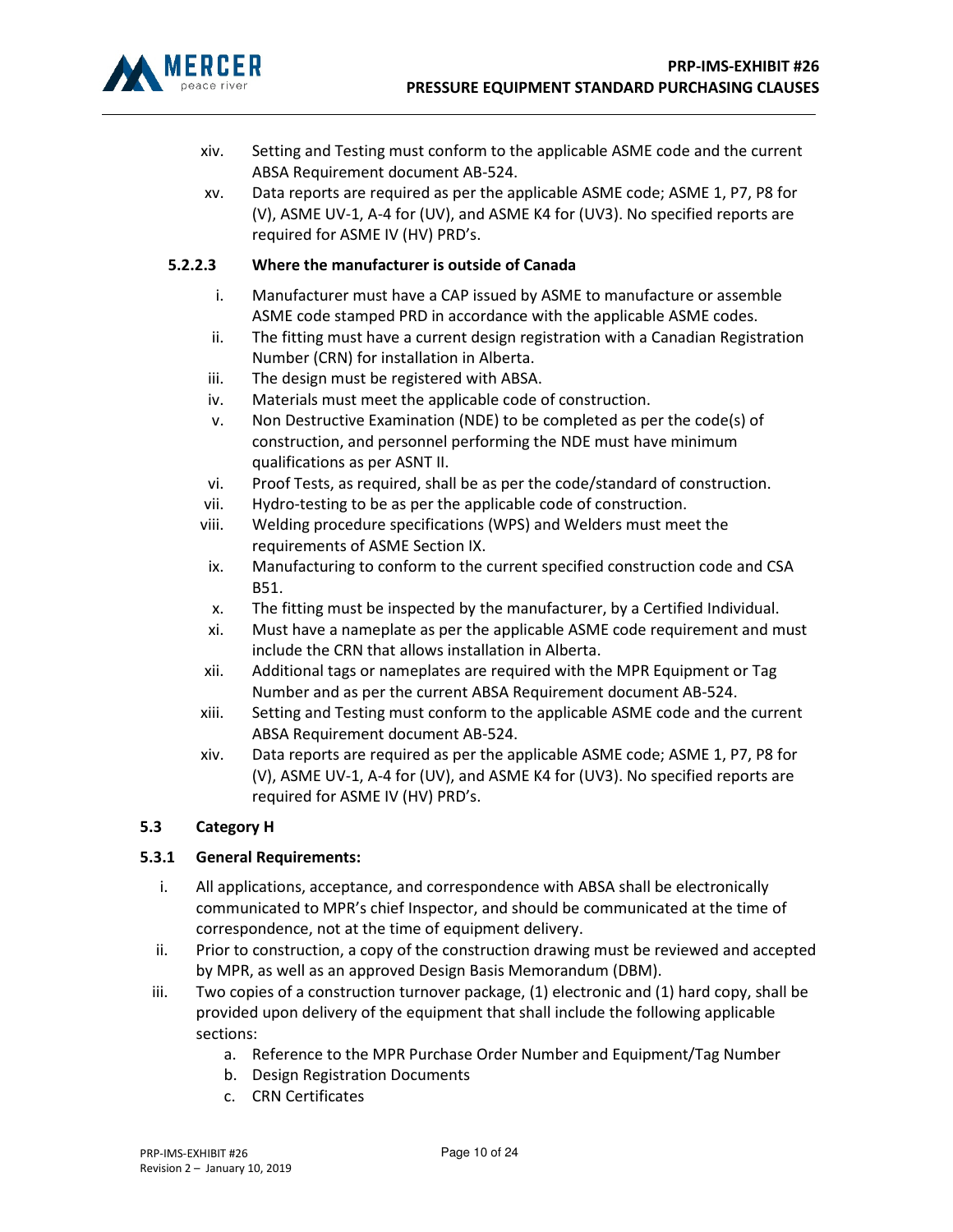- xiv. Setting and Testing must conform to the applicable ASME code and the current ABSA Requirement document AB-524.
- xv. Data reports are required as per the applicable ASME code; ASME 1, P7, P8 for (V), ASME UV-1, A-4 for (UV), and ASME K4 for (UV3). No specified reports are required for ASME IV (HV) PRD's.

#### 5.2.2.3 Where the manufacturer is outside of Canada

- i. Manufacturer must have a CAP issued by ASME to manufacture or assemble ASME code stamped PRD in accordance with the applicable ASME codes.
- ii. The fitting must have a current design registration with a Canadian Registration Number (CRN) for installation in Alberta.
- iii. The design must be registered with ABSA.
- iv. Materials must meet the applicable code of construction.
- v. Non Destructive Examination (NDE) to be completed as per the code(s) of construction, and personnel performing the NDE must have minimum qualifications as per ASNT II.
- vi. Proof Tests, as required, shall be as per the code/standard of construction.
- vii. Hydro-testing to be as per the applicable code of construction.
- viii. Welding procedure specifications (WPS) and Welders must meet the requirements of ASME Section IX.
- ix. Manufacturing to conform to the current specified construction code and CSA B51.
- x. The fitting must be inspected by the manufacturer, by a Certified Individual.
- xi. Must have a nameplate as per the applicable ASME code requirement and must include the CRN that allows installation in Alberta.
- xii. Additional tags or nameplates are required with the MPR Equipment or Tag Number and as per the current ABSA Requirement document AB-524.
- xiii. Setting and Testing must conform to the applicable ASME code and the current ABSA Requirement document AB-524.
- xiv. Data reports are required as per the applicable ASME code; ASME 1, P7, P8 for (V), ASME UV-1, A-4 for (UV), and ASME K4 for (UV3). No specified reports are required for ASME IV (HV) PRD's.

## 5.3 Category H

### 5.3.1 General Requirements:

- i. All applications, acceptance, and correspondence with ABSA shall be electronically communicated to MPR's chief Inspector, and should be communicated at the time of correspondence, not at the time of equipment delivery.
- ii. Prior to construction, a copy of the construction drawing must be reviewed and accepted by MPR, as well as an approved Design Basis Memorandum (DBM).
- iii. Two copies of a construction turnover package, (1) electronic and (1) hard copy, shall be provided upon delivery of the equipment that shall include the following applicable sections:
  - a. Reference to the MPR Purchase Order Number and Equipment/Tag Number
  - b. Design Registration Documents
  - c. CRN Certificates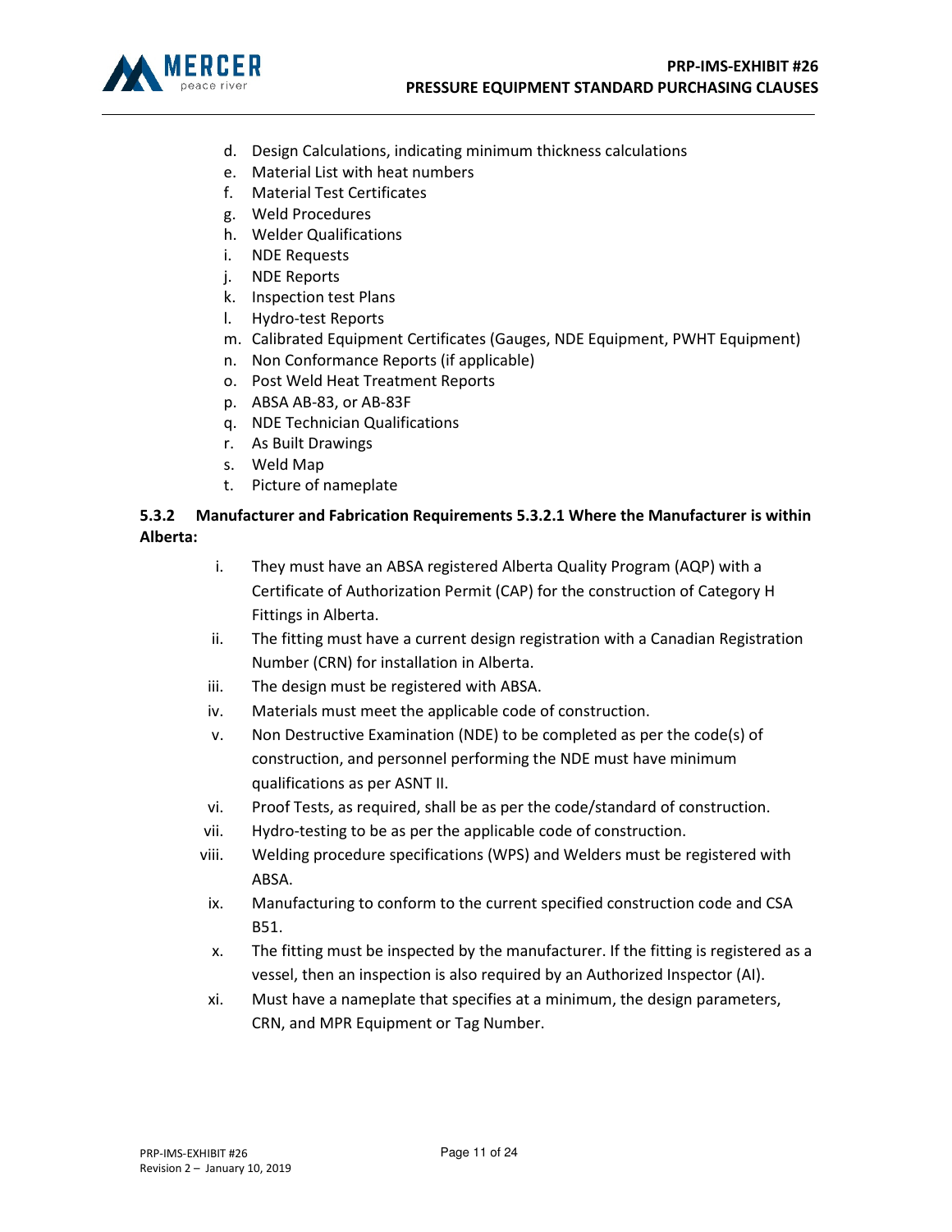d. Design Calculations, indicating minimum thickness calculations
e. Material List with heat numbers
f. Material Test Certificates
g. Weld Procedures
h. Welder Qualifications
i. NDE Requests
j. NDE Reports
k. Inspection test Plans
l. Hydro-test Reports
m. Calibrated Equipment Certificates (Gauges, NDE Equipment, PWHT Equipment)
n. Non Conformance Reports (if applicable)
o. Post Weld Heat Treatment Reports
p. ABSA AB-83, or AB-83F
q. NDE Technician Qualifications
r. As Built Drawings
s. Weld Map
t. Picture of nameplate

**5.3.2 Manufacturer and Fabrication Requirements 5.3.2.1 Where the Manufacturer is within Alberta:**

i. They must have an ABSA registered Alberta Quality Program (AQP) with a Certificate of Authorization Permit (CAP) for the construction of Category H Fittings in Alberta.
ii. The fitting must have a current design registration with a Canadian Registration Number (CRN) for installation in Alberta.
iii. The design must be registered with ABSA.
iv. Materials must meet the applicable code of construction.
v. Non Destructive Examination (NDE) to be completed as per the code(s) of construction, and personnel performing the NDE must have minimum qualifications as per ASNT II.
vi. Proof Tests, as required, shall be as per the code/standard of construction.
vii. Hydro-testing to be as per the applicable code of construction.
viii. Welding procedure specifications (WPS) and Welders must be registered with ABSA.
ix. Manufacturing to conform to the current specified construction code and CSA B51.
x. The fitting must be inspected by the manufacturer. If the fitting is registered as a vessel, then an inspection is also required by an Authorized Inspector (AI).
xi. Must have a nameplate that specifies at a minimum, the design parameters, CRN, and MPR Equipment or Tag Number.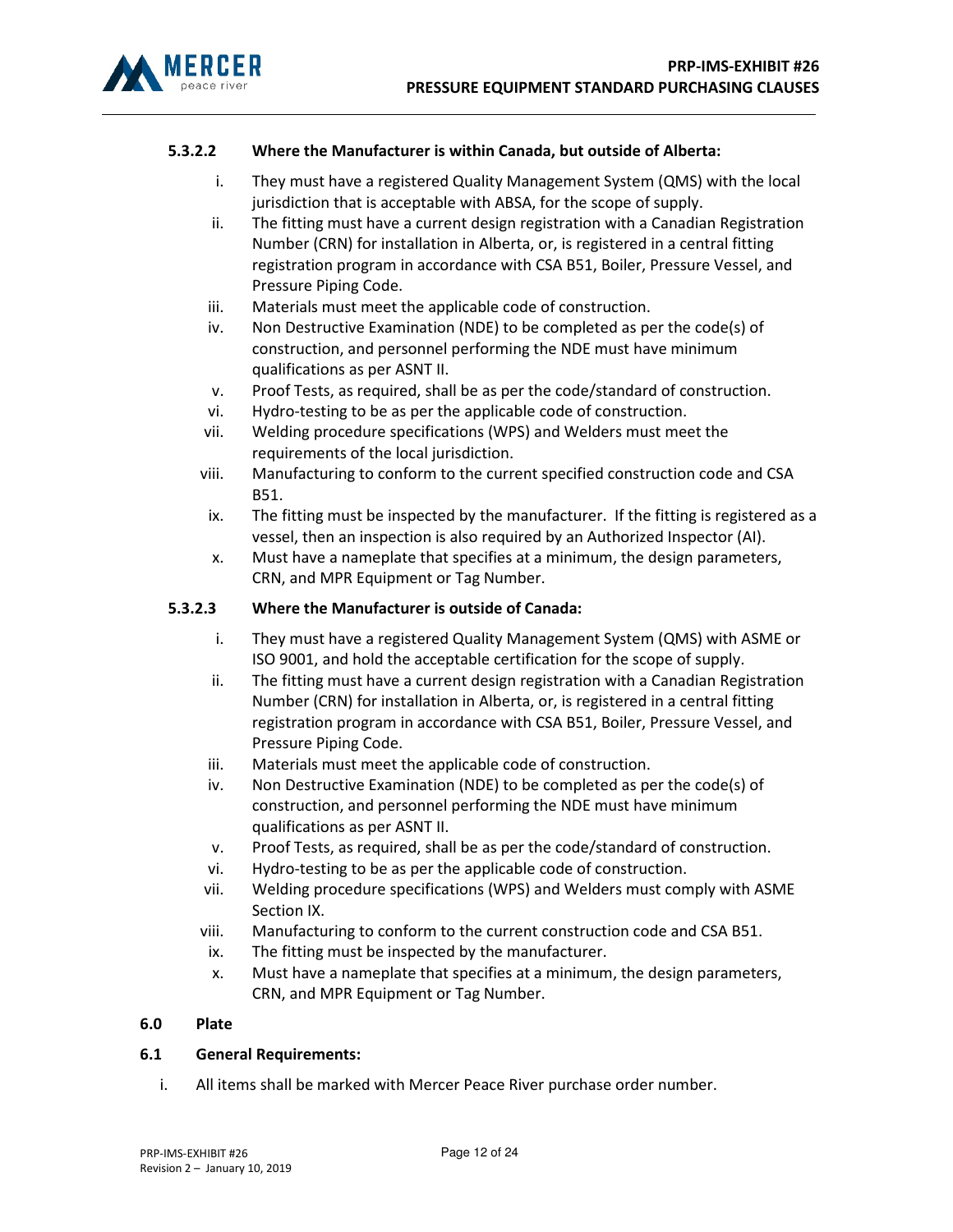#### 5.3.2.2 Where the Manufacturer is within Canada, but outside of Alberta:

i. They must have a registered Quality Management System (QMS) with the local jurisdiction that is acceptable with ABSA, for the scope of supply.
ii. The fitting must have a current design registration with a Canadian Registration Number (CRN) for installation in Alberta, or, is registered in a central fitting registration program in accordance with CSA B51, Boiler, Pressure Vessel, and Pressure Piping Code.
iii. Materials must meet the applicable code of construction.
iv. Non Destructive Examination (NDE) to be completed as per the code(s) of construction, and personnel performing the NDE must have minimum qualifications as per ASNT II.
v. Proof Tests, as required, shall be as per the code/standard of construction.
vi. Hydro-testing to be as per the applicable code of construction.
vii. Welding procedure specifications (WPS) and Welders must meet the requirements of the local jurisdiction.
viii. Manufacturing to conform to the current specified construction code and CSA B51.
ix. The fitting must be inspected by the manufacturer. If the fitting is registered as a vessel, then an inspection is also required by an Authorized Inspector (AI).
x. Must have a nameplate that specifies at a minimum, the design parameters, CRN, and MPR Equipment or Tag Number.

#### 5.3.2.3 Where the Manufacturer is outside of Canada:

i. They must have a registered Quality Management System (QMS) with ASME or ISO 9001, and hold the acceptable certification for the scope of supply.
ii. The fitting must have a current design registration with a Canadian Registration Number (CRN) for installation in Alberta, or, is registered in a central fitting registration program in accordance with CSA B51, Boiler, Pressure Vessel, and Pressure Piping Code.
iii. Materials must meet the applicable code of construction.
iv. Non Destructive Examination (NDE) to be completed as per the code(s) of construction, and personnel performing the NDE must have minimum qualifications as per ASNT II.
v. Proof Tests, as required, shall be as per the code/standard of construction.
vi. Hydro-testing to be as per the applicable code of construction.
vii. Welding procedure specifications (WPS) and Welders must comply with ASME Section IX.
viii. Manufacturing to conform to the current construction code and CSA B51.
ix. The fitting must be inspected by the manufacturer.
x. Must have a nameplate that specifies at a minimum, the design parameters, CRN, and MPR Equipment or Tag Number.

## 6.0 Plate

### 6.1 General Requirements:

i. All items shall be marked with Mercer Peace River purchase order number.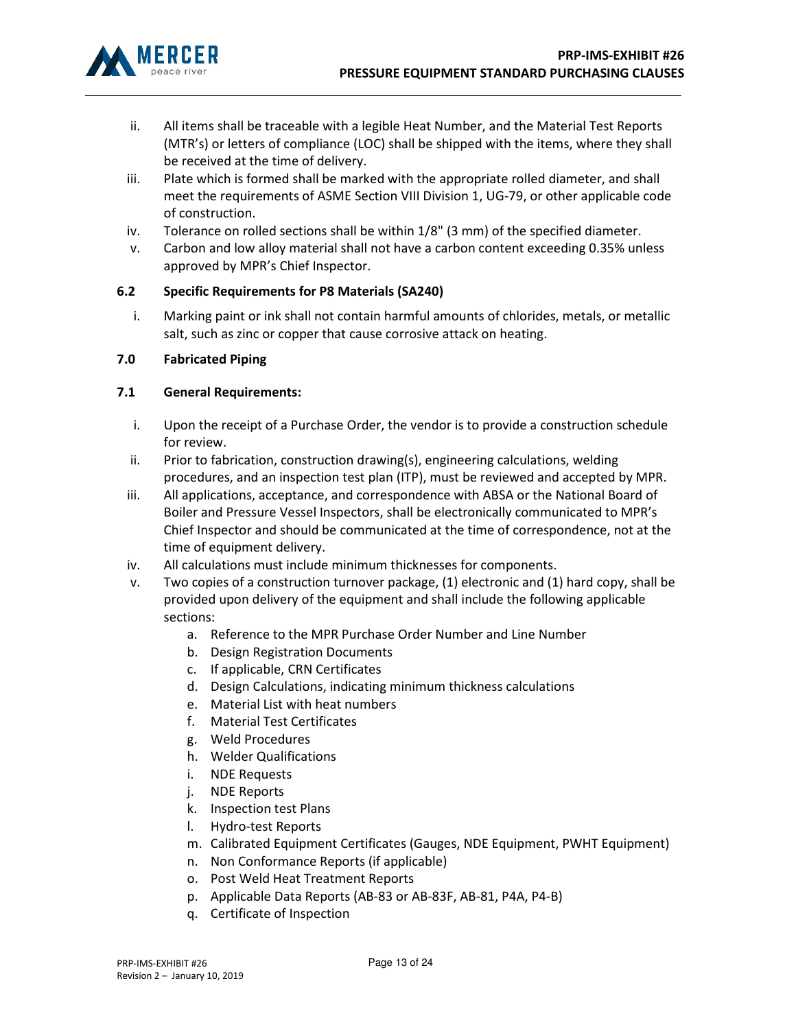ii. All items shall be traceable with a legible Heat Number, and the Material Test Reports (MTR's) or letters of compliance (LOC) shall be shipped with the items, where they shall be received at the time of delivery.

iii. Plate which is formed shall be marked with the appropriate rolled diameter, and shall meet the requirements of ASME Section VIII Division 1, UG-79, or other applicable code of construction.

iv. Tolerance on rolled sections shall be within 1/8" (3 mm) of the specified diameter.

v. Carbon and low alloy material shall not have a carbon content exceeding 0.35% unless approved by MPR's Chief Inspector.

### 6.2 Specific Requirements for P8 Materials (SA240)

i. Marking paint or ink shall not contain harmful amounts of chlorides, metals, or metallic salt, such as zinc or copper that cause corrosive attack on heating.

## 7.0 Fabricated Piping

### 7.1 General Requirements:

i. Upon the receipt of a Purchase Order, the vendor is to provide a construction schedule for review.

ii. Prior to fabrication, construction drawing(s), engineering calculations, welding procedures, and an inspection test plan (ITP), must be reviewed and accepted by MPR.

iii. All applications, acceptance, and correspondence with ABSA or the National Board of Boiler and Pressure Vessel Inspectors, shall be electronically communicated to MPR's Chief Inspector and should be communicated at the time of correspondence, not at the time of equipment delivery.

iv. All calculations must include minimum thicknesses for components.

v. Two copies of a construction turnover package, (1) electronic and (1) hard copy, shall be provided upon delivery of the equipment and shall include the following applicable sections:

   a. Reference to the MPR Purchase Order Number and Line Number
   b. Design Registration Documents
   c. If applicable, CRN Certificates
   d. Design Calculations, indicating minimum thickness calculations
   e. Material List with heat numbers
   f. Material Test Certificates
   g. Weld Procedures
   h. Welder Qualifications
   i. NDE Requests
   j. NDE Reports
   k. Inspection test Plans
   l. Hydro-test Reports
   m. Calibrated Equipment Certificates (Gauges, NDE Equipment, PWHT Equipment)
   n. Non Conformance Reports (if applicable)
   o. Post Weld Heat Treatment Reports
   p. Applicable Data Reports (AB-83 or AB-83F, AB-81, P4A, P4-B)
   q. Certificate of Inspection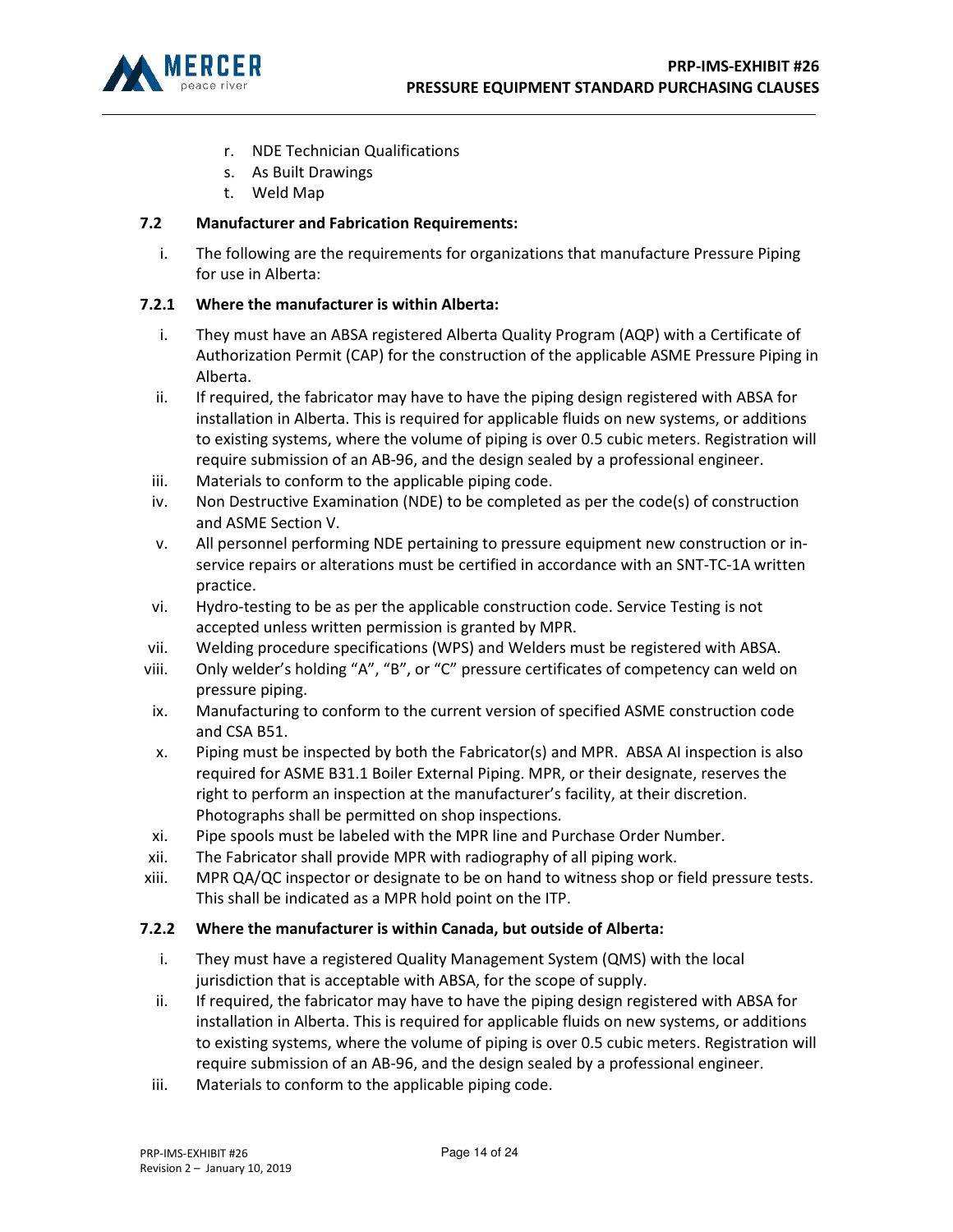r. NDE Technician Qualifications
s. As Built Drawings
t. Weld Map

### 7.2 Manufacturer and Fabrication Requirements:

i. The following are the requirements for organizations that manufacture Pressure Piping for use in Alberta:

#### 7.2.1 Where the manufacturer is within Alberta:

i. They must have an ABSA registered Alberta Quality Program (AQP) with a Certificate of Authorization Permit (CAP) for the construction of the applicable ASME Pressure Piping in Alberta.
ii. If required, the fabricator may have to have the piping design registered with ABSA for installation in Alberta. This is required for applicable fluids on new systems, or additions to existing systems, where the volume of piping is over 0.5 cubic meters. Registration will require submission of an AB-96, and the design sealed by a professional engineer.
iii. Materials to conform to the applicable piping code.
iv. Non Destructive Examination (NDE) to be completed as per the code(s) of construction and ASME Section V.
v. All personnel performing NDE pertaining to pressure equipment new construction or in-service repairs or alterations must be certified in accordance with an SNT-TC-1A written practice.
vi. Hydro-testing to be as per the applicable construction code. Service Testing is not accepted unless written permission is granted by MPR.
vii. Welding procedure specifications (WPS) and Welders must be registered with ABSA.
viii. Only welder's holding "A", "B", or "C" pressure certificates of competency can weld on pressure piping.
ix. Manufacturing to conform to the current version of specified ASME construction code and CSA B51.
x. Piping must be inspected by both the Fabricator(s) and MPR. ABSA AI inspection is also required for ASME B31.1 Boiler External Piping. MPR, or their designate, reserves the right to perform an inspection at the manufacturer's facility, at their discretion. Photographs shall be permitted on shop inspections.
xi. Pipe spools must be labeled with the MPR line and Purchase Order Number.
xii. The Fabricator shall provide MPR with radiography of all piping work.
xiii. MPR QA/QC inspector or designate to be on hand to witness shop or field pressure tests. This shall be indicated as a MPR hold point on the ITP.

#### 7.2.2 Where the manufacturer is within Canada, but outside of Alberta:

i. They must have a registered Quality Management System (QMS) with the local jurisdiction that is acceptable with ABSA, for the scope of supply.
ii. If required, the fabricator may have to have the piping design registered with ABSA for installation in Alberta. This is required for applicable fluids on new systems, or additions to existing systems, where the volume of piping is over 0.5 cubic meters. Registration will require submission of an AB-96, and the design sealed by a professional engineer.
iii. Materials to conform to the applicable piping code.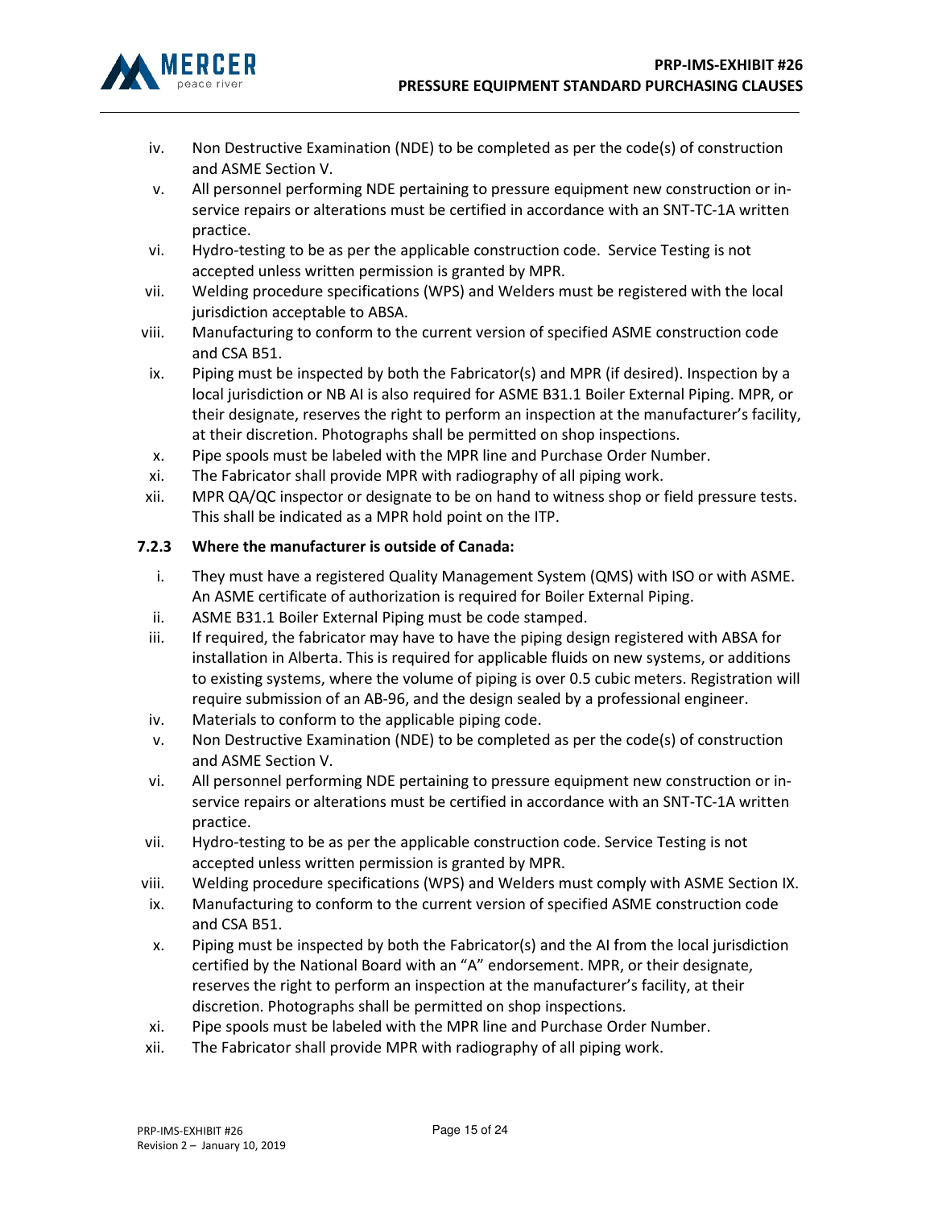iv. Non Destructive Examination (NDE) to be completed as per the code(s) of construction and ASME Section V.

v. All personnel performing NDE pertaining to pressure equipment new construction or in-service repairs or alterations must be certified in accordance with an SNT-TC-1A written practice.

vi. Hydro-testing to be as per the applicable construction code. Service Testing is not accepted unless written permission is granted by MPR.

vii. Welding procedure specifications (WPS) and Welders must be registered with the local jurisdiction acceptable to ABSA.

viii. Manufacturing to conform to the current version of specified ASME construction code and CSA B51.

ix. Piping must be inspected by both the Fabricator(s) and MPR (if desired). Inspection by a local jurisdiction or NB AI is also required for ASME B31.1 Boiler External Piping. MPR, or their designate, reserves the right to perform an inspection at the manufacturer's facility, at their discretion. Photographs shall be permitted on shop inspections.

x. Pipe spools must be labeled with the MPR line and Purchase Order Number.

xi. The Fabricator shall provide MPR with radiography of all piping work.

xii. MPR QA/QC inspector or designate to be on hand to witness shop or field pressure tests. This shall be indicated as a MPR hold point on the ITP.

### 7.2.3 Where the manufacturer is outside of Canada:

i. They must have a registered Quality Management System (QMS) with ISO or with ASME. An ASME certificate of authorization is required for Boiler External Piping.

ii. ASME B31.1 Boiler External Piping must be code stamped.

iii. If required, the fabricator may have to have the piping design registered with ABSA for installation in Alberta. This is required for applicable fluids on new systems, or additions to existing systems, where the volume of piping is over 0.5 cubic meters. Registration will require submission of an AB-96, and the design sealed by a professional engineer.

iv. Materials to conform to the applicable piping code.

v. Non Destructive Examination (NDE) to be completed as per the code(s) of construction and ASME Section V.

vi. All personnel performing NDE pertaining to pressure equipment new construction or in-service repairs or alterations must be certified in accordance with an SNT-TC-1A written practice.

vii. Hydro-testing to be as per the applicable construction code. Service Testing is not accepted unless written permission is granted by MPR.

viii. Welding procedure specifications (WPS) and Welders must comply with ASME Section IX.

ix. Manufacturing to conform to the current version of specified ASME construction code and CSA B51.

x. Piping must be inspected by both the Fabricator(s) and the AI from the local jurisdiction certified by the National Board with an "A" endorsement. MPR, or their designate, reserves the right to perform an inspection at the manufacturer's facility, at their discretion. Photographs shall be permitted on shop inspections.

xi. Pipe spools must be labeled with the MPR line and Purchase Order Number.

xii. The Fabricator shall provide MPR with radiography of all piping work.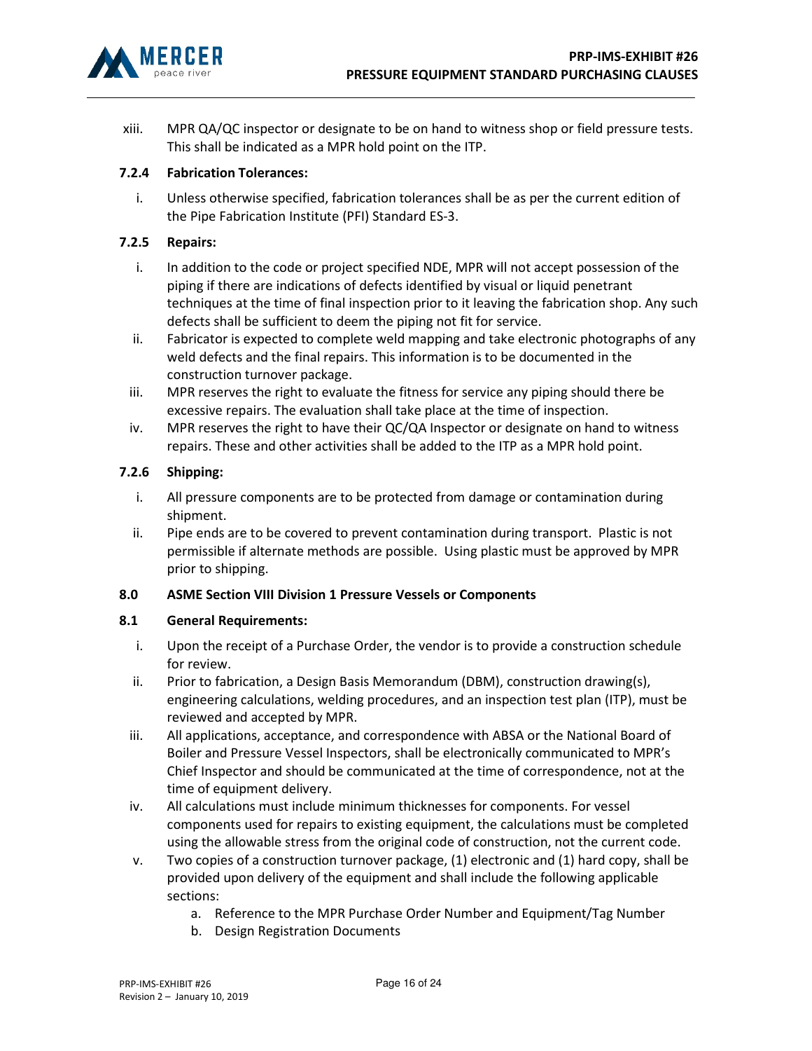xiii. MPR QA/QC inspector or designate to be on hand to witness shop or field pressure tests. This shall be indicated as a MPR hold point on the ITP.

### 7.2.4 Fabrication Tolerances:

i. Unless otherwise specified, fabrication tolerances shall be as per the current edition of the Pipe Fabrication Institute (PFI) Standard ES-3.

### 7.2.5 Repairs:

i. In addition to the code or project specified NDE, MPR will not accept possession of the piping if there are indications of defects identified by visual or liquid penetrant techniques at the time of final inspection prior to it leaving the fabrication shop. Any such defects shall be sufficient to deem the piping not fit for service.

ii. Fabricator is expected to complete weld mapping and take electronic photographs of any weld defects and the final repairs. This information is to be documented in the construction turnover package.

iii. MPR reserves the right to evaluate the fitness for service any piping should there be excessive repairs. The evaluation shall take place at the time of inspection.

iv. MPR reserves the right to have their QC/QA Inspector or designate on hand to witness repairs. These and other activities shall be added to the ITP as a MPR hold point.

### 7.2.6 Shipping:

i. All pressure components are to be protected from damage or contamination during shipment.

ii. Pipe ends are to be covered to prevent contamination during transport. Plastic is not permissible if alternate methods are possible. Using plastic must be approved by MPR prior to shipping.

## 8.0 ASME Section VIII Division 1 Pressure Vessels or Components

### 8.1 General Requirements:

i. Upon the receipt of a Purchase Order, the vendor is to provide a construction schedule for review.

ii. Prior to fabrication, a Design Basis Memorandum (DBM), construction drawing(s), engineering calculations, welding procedures, and an inspection test plan (ITP), must be reviewed and accepted by MPR.

iii. All applications, acceptance, and correspondence with ABSA or the National Board of Boiler and Pressure Vessel Inspectors, shall be electronically communicated to MPR's Chief Inspector and should be communicated at the time of correspondence, not at the time of equipment delivery.

iv. All calculations must include minimum thicknesses for components. For vessel components used for repairs to existing equipment, the calculations must be completed using the allowable stress from the original code of construction, not the current code.

v. Two copies of a construction turnover package, (1) electronic and (1) hard copy, shall be provided upon delivery of the equipment and shall include the following applicable sections:

   a. Reference to the MPR Purchase Order Number and Equipment/Tag Number
   b. Design Registration Documents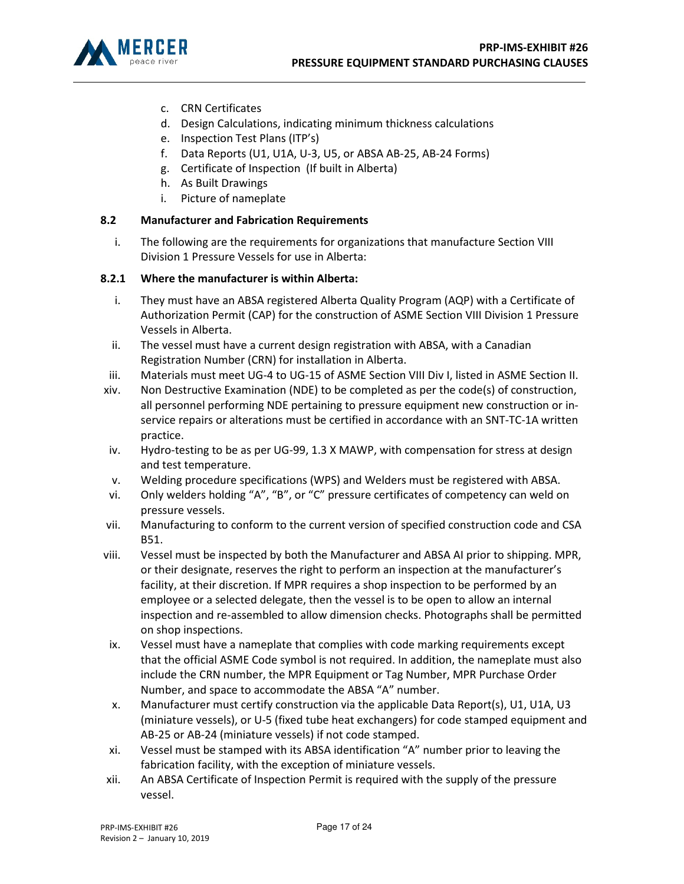c. CRN Certificates
d. Design Calculations, indicating minimum thickness calculations
e. Inspection Test Plans (ITP's)
f. Data Reports (U1, U1A, U-3, U5, or ABSA AB-25, AB-24 Forms)
g. Certificate of Inspection (If built in Alberta)
h. As Built Drawings
i. Picture of nameplate

### 8.2 Manufacturer and Fabrication Requirements

i. The following are the requirements for organizations that manufacture Section VIII Division 1 Pressure Vessels for use in Alberta:

#### 8.2.1 Where the manufacturer is within Alberta:

i. They must have an ABSA registered Alberta Quality Program (AQP) with a Certificate of Authorization Permit (CAP) for the construction of ASME Section VIII Division 1 Pressure Vessels in Alberta.

ii. The vessel must have a current design registration with ABSA, with a Canadian Registration Number (CRN) for installation in Alberta.

iii. Materials must meet UG-4 to UG-15 of ASME Section VIII Div I, listed in ASME Section II.

xiv. Non Destructive Examination (NDE) to be completed as per the code(s) of construction, all personnel performing NDE pertaining to pressure equipment new construction or in-service repairs or alterations must be certified in accordance with an SNT-TC-1A written practice.

iv. Hydro-testing to be as per UG-99, 1.3 X MAWP, with compensation for stress at design and test temperature.

v. Welding procedure specifications (WPS) and Welders must be registered with ABSA.

vi. Only welders holding "A", "B", or "C" pressure certificates of competency can weld on pressure vessels.

vii. Manufacturing to conform to the current version of specified construction code and CSA B51.

viii. Vessel must be inspected by both the Manufacturer and ABSA AI prior to shipping. MPR, or their designate, reserves the right to perform an inspection at the manufacturer's facility, at their discretion. If MPR requires a shop inspection to be performed by an employee or a selected delegate, then the vessel is to be open to allow an internal inspection and re-assembled to allow dimension checks. Photographs shall be permitted on shop inspections.

ix. Vessel must have a nameplate that complies with code marking requirements except that the official ASME Code symbol is not required. In addition, the nameplate must also include the CRN number, the MPR Equipment or Tag Number, MPR Purchase Order Number, and space to accommodate the ABSA "A" number.

x. Manufacturer must certify construction via the applicable Data Report(s), U1, U1A, U3 (miniature vessels), or U-5 (fixed tube heat exchangers) for code stamped equipment and AB-25 or AB-24 (miniature vessels) if not code stamped.

xi. Vessel must be stamped with its ABSA identification "A" number prior to leaving the fabrication facility, with the exception of miniature vessels.

xii. An ABSA Certificate of Inspection Permit is required with the supply of the pressure vessel.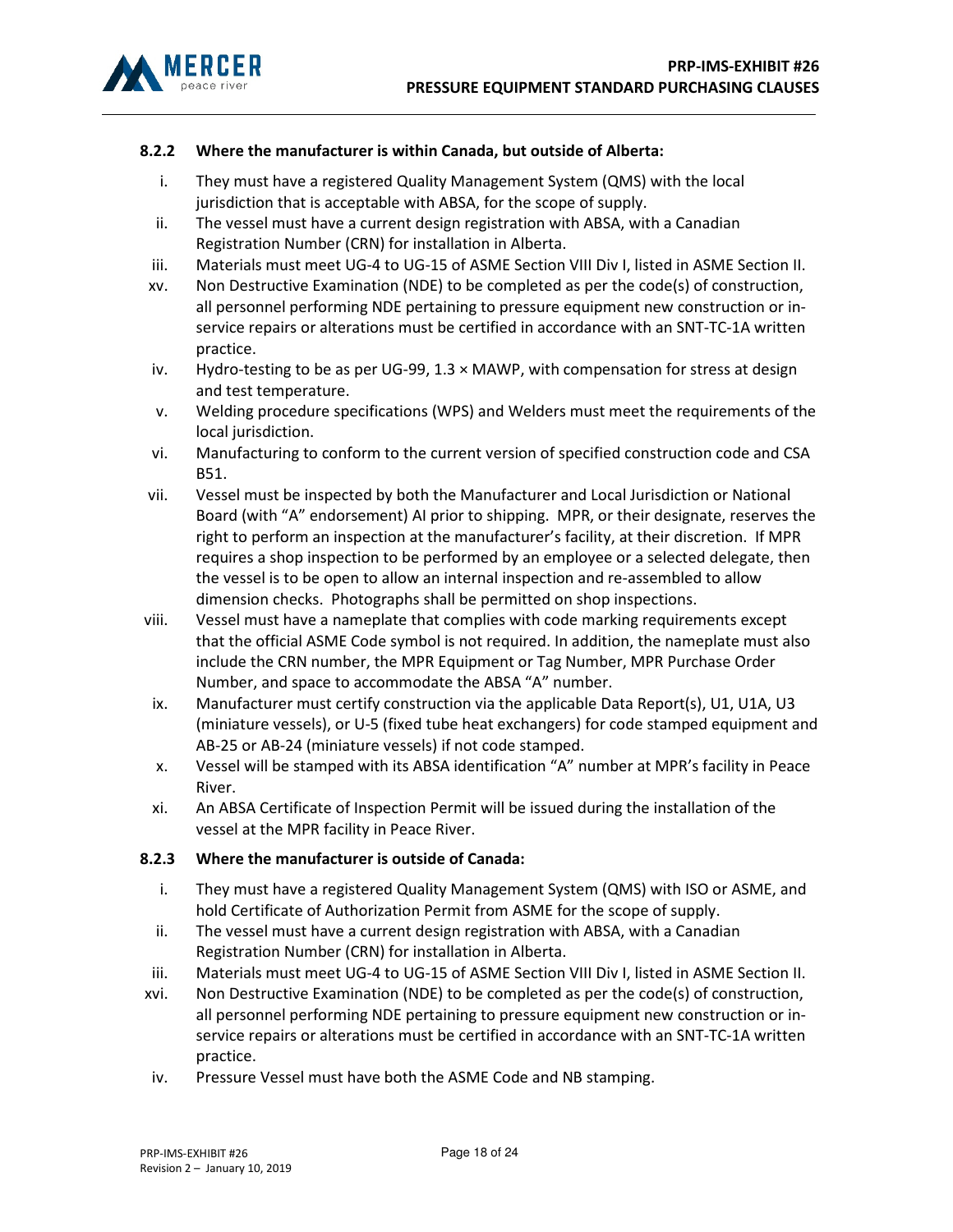### 8.2.2 Where the manufacturer is within Canada, but outside of Alberta:

- i. They must have a registered Quality Management System (QMS) with the local jurisdiction that is acceptable with ABSA, for the scope of supply.
- ii. The vessel must have a current design registration with ABSA, with a Canadian Registration Number (CRN) for installation in Alberta.
- iii. Materials must meet UG-4 to UG-15 of ASME Section VIII Div I, listed in ASME Section II.
- xv. Non Destructive Examination (NDE) to be completed as per the code(s) of construction, all personnel performing NDE pertaining to pressure equipment new construction or in-service repairs or alterations must be certified in accordance with an SNT-TC-1A written practice.
- iv. Hydro-testing to be as per UG-99, 1.3 × MAWP, with compensation for stress at design and test temperature.
- v. Welding procedure specifications (WPS) and Welders must meet the requirements of the local jurisdiction.
- vi. Manufacturing to conform to the current version of specified construction code and CSA B51.
- vii. Vessel must be inspected by both the Manufacturer and Local Jurisdiction or National Board (with "A" endorsement) AI prior to shipping. MPR, or their designate, reserves the right to perform an inspection at the manufacturer's facility, at their discretion. If MPR requires a shop inspection to be performed by an employee or a selected delegate, then the vessel is to be open to allow an internal inspection and re-assembled to allow dimension checks. Photographs shall be permitted on shop inspections.
- viii. Vessel must have a nameplate that complies with code marking requirements except that the official ASME Code symbol is not required. In addition, the nameplate must also include the CRN number, the MPR Equipment or Tag Number, MPR Purchase Order Number, and space to accommodate the ABSA "A" number.
- ix. Manufacturer must certify construction via the applicable Data Report(s), U1, U1A, U3 (miniature vessels), or U-5 (fixed tube heat exchangers) for code stamped equipment and AB-25 or AB-24 (miniature vessels) if not code stamped.
- x. Vessel will be stamped with its ABSA identification "A" number at MPR's facility in Peace River.
- xi. An ABSA Certificate of Inspection Permit will be issued during the installation of the vessel at the MPR facility in Peace River.

### 8.2.3 Where the manufacturer is outside of Canada:

- i. They must have a registered Quality Management System (QMS) with ISO or ASME, and hold Certificate of Authorization Permit from ASME for the scope of supply.
- ii. The vessel must have a current design registration with ABSA, with a Canadian Registration Number (CRN) for installation in Alberta.
- iii. Materials must meet UG-4 to UG-15 of ASME Section VIII Div I, listed in ASME Section II.
- xvi. Non Destructive Examination (NDE) to be completed as per the code(s) of construction, all personnel performing NDE pertaining to pressure equipment new construction or in-service repairs or alterations must be certified in accordance with an SNT-TC-1A written practice.
- iv. Pressure Vessel must have both the ASME Code and NB stamping.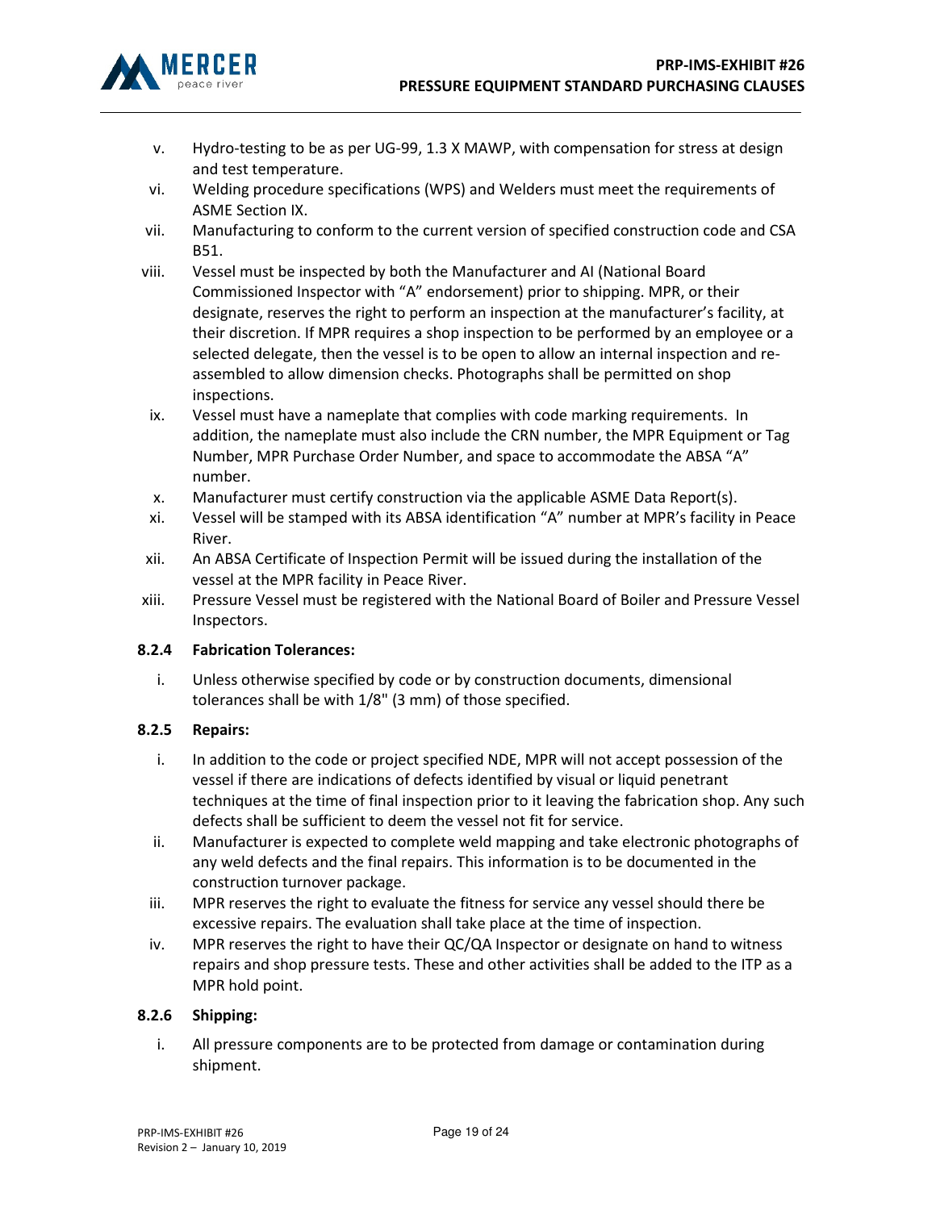v. Hydro-testing to be as per UG-99, 1.3 X MAWP, with compensation for stress at design and test temperature.

vi. Welding procedure specifications (WPS) and Welders must meet the requirements of ASME Section IX.

vii. Manufacturing to conform to the current version of specified construction code and CSA B51.

viii. Vessel must be inspected by both the Manufacturer and AI (National Board Commissioned Inspector with "A" endorsement) prior to shipping. MPR, or their designate, reserves the right to perform an inspection at the manufacturer's facility, at their discretion. If MPR requires a shop inspection to be performed by an employee or a selected delegate, then the vessel is to be open to allow an internal inspection and re-assembled to allow dimension checks. Photographs shall be permitted on shop inspections.

ix. Vessel must have a nameplate that complies with code marking requirements. In addition, the nameplate must also include the CRN number, the MPR Equipment or Tag Number, MPR Purchase Order Number, and space to accommodate the ABSA "A" number.

x. Manufacturer must certify construction via the applicable ASME Data Report(s).

xi. Vessel will be stamped with its ABSA identification "A" number at MPR's facility in Peace River.

xii. An ABSA Certificate of Inspection Permit will be issued during the installation of the vessel at the MPR facility in Peace River.

xiii. Pressure Vessel must be registered with the National Board of Boiler and Pressure Vessel Inspectors.

### 8.2.4 Fabrication Tolerances:

i. Unless otherwise specified by code or by construction documents, dimensional tolerances shall be with 1/8" (3 mm) of those specified.

### 8.2.5 Repairs:

i. In addition to the code or project specified NDE, MPR will not accept possession of the vessel if there are indications of defects identified by visual or liquid penetrant techniques at the time of final inspection prior to it leaving the fabrication shop. Any such defects shall be sufficient to deem the vessel not fit for service.

ii. Manufacturer is expected to complete weld mapping and take electronic photographs of any weld defects and the final repairs. This information is to be documented in the construction turnover package.

iii. MPR reserves the right to evaluate the fitness for service any vessel should there be excessive repairs. The evaluation shall take place at the time of inspection.

iv. MPR reserves the right to have their QC/QA Inspector or designate on hand to witness repairs and shop pressure tests. These and other activities shall be added to the ITP as a MPR hold point.

### 8.2.6 Shipping:

i. All pressure components are to be protected from damage or contamination during shipment.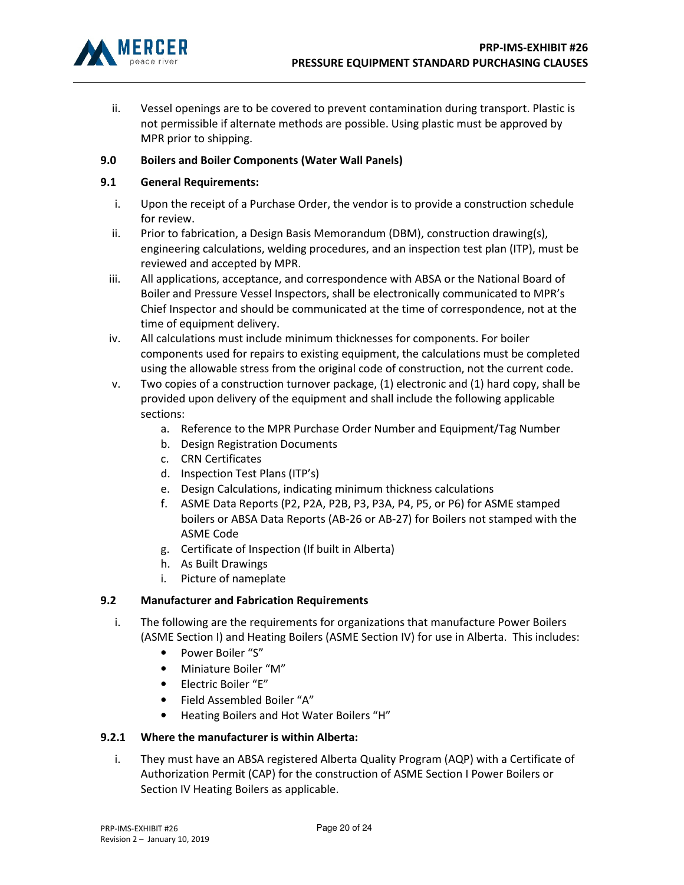ii. Vessel openings are to be covered to prevent contamination during transport. Plastic is not permissible if alternate methods are possible. Using plastic must be approved by MPR prior to shipping.

## 9.0 Boilers and Boiler Components (Water Wall Panels)

### 9.1 General Requirements:

i. Upon the receipt of a Purchase Order, the vendor is to provide a construction schedule for review.

ii. Prior to fabrication, a Design Basis Memorandum (DBM), construction drawing(s), engineering calculations, welding procedures, and an inspection test plan (ITP), must be reviewed and accepted by MPR.

iii. All applications, acceptance, and correspondence with ABSA or the National Board of Boiler and Pressure Vessel Inspectors, shall be electronically communicated to MPR's Chief Inspector and should be communicated at the time of correspondence, not at the time of equipment delivery.

iv. All calculations must include minimum thicknesses for components. For boiler components used for repairs to existing equipment, the calculations must be completed using the allowable stress from the original code of construction, not the current code.

v. Two copies of a construction turnover package, (1) electronic and (1) hard copy, shall be provided upon delivery of the equipment and shall include the following applicable sections:
   a. Reference to the MPR Purchase Order Number and Equipment/Tag Number
   b. Design Registration Documents
   c. CRN Certificates
   d. Inspection Test Plans (ITP's)
   e. Design Calculations, indicating minimum thickness calculations
   f. ASME Data Reports (P2, P2A, P2B, P3, P3A, P4, P5, or P6) for ASME stamped boilers or ABSA Data Reports (AB-26 or AB-27) for Boilers not stamped with the ASME Code
   g. Certificate of Inspection (If built in Alberta)
   h. As Built Drawings
   i. Picture of nameplate

### 9.2 Manufacturer and Fabrication Requirements

i. The following are the requirements for organizations that manufacture Power Boilers (ASME Section I) and Heating Boilers (ASME Section IV) for use in Alberta. This includes:
   - Power Boiler "S"
   - Miniature Boiler "M"
   - Electric Boiler "E"
   - Field Assembled Boiler "A"
   - Heating Boilers and Hot Water Boilers "H"

#### 9.2.1 Where the manufacturer is within Alberta:

i. They must have an ABSA registered Alberta Quality Program (AQP) with a Certificate of Authorization Permit (CAP) for the construction of ASME Section I Power Boilers or Section IV Heating Boilers as applicable.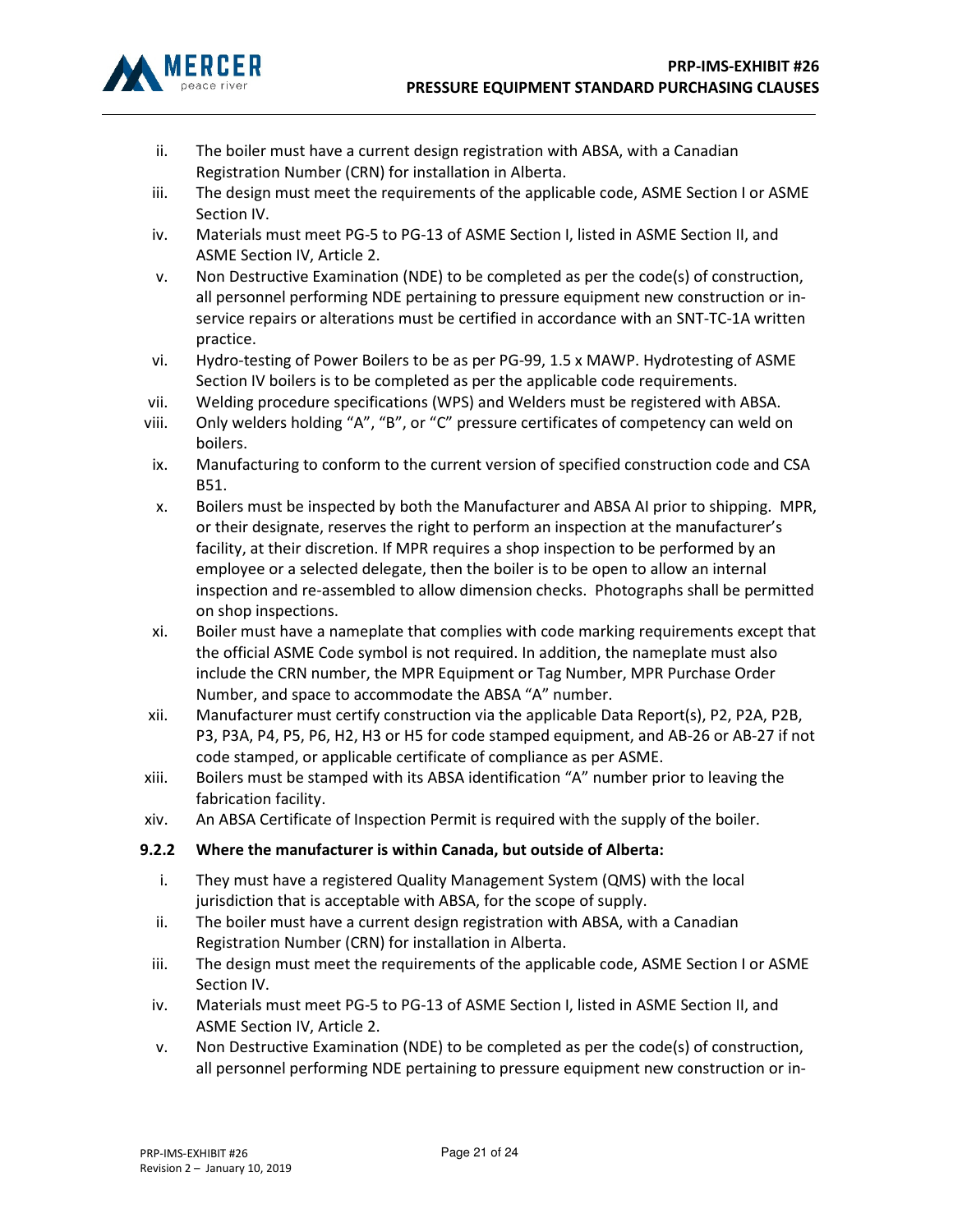ii. The boiler must have a current design registration with ABSA, with a Canadian Registration Number (CRN) for installation in Alberta.

iii. The design must meet the requirements of the applicable code, ASME Section I or ASME Section IV.

iv. Materials must meet PG-5 to PG-13 of ASME Section I, listed in ASME Section II, and ASME Section IV, Article 2.

v. Non Destructive Examination (NDE) to be completed as per the code(s) of construction, all personnel performing NDE pertaining to pressure equipment new construction or in-service repairs or alterations must be certified in accordance with an SNT-TC-1A written practice.

vi. Hydro-testing of Power Boilers to be as per PG-99, 1.5 x MAWP. Hydrotesting of ASME Section IV boilers is to be completed as per the applicable code requirements.

vii. Welding procedure specifications (WPS) and Welders must be registered with ABSA.

viii. Only welders holding "A", "B", or "C" pressure certificates of competency can weld on boilers.

ix. Manufacturing to conform to the current version of specified construction code and CSA B51.

x. Boilers must be inspected by both the Manufacturer and ABSA AI prior to shipping. MPR, or their designate, reserves the right to perform an inspection at the manufacturer's facility, at their discretion. If MPR requires a shop inspection to be performed by an employee or a selected delegate, then the boiler is to be open to allow an internal inspection and re-assembled to allow dimension checks. Photographs shall be permitted on shop inspections.

xi. Boiler must have a nameplate that complies with code marking requirements except that the official ASME Code symbol is not required. In addition, the nameplate must also include the CRN number, the MPR Equipment or Tag Number, MPR Purchase Order Number, and space to accommodate the ABSA "A" number.

xii. Manufacturer must certify construction via the applicable Data Report(s), P2, P2A, P2B, P3, P3A, P4, P5, P6, H2, H3 or H5 for code stamped equipment, and AB-26 or AB-27 if not code stamped, or applicable certificate of compliance as per ASME.

xiii. Boilers must be stamped with its ABSA identification "A" number prior to leaving the fabrication facility.

xiv. An ABSA Certificate of Inspection Permit is required with the supply of the boiler.

### 9.2.2 Where the manufacturer is within Canada, but outside of Alberta:

i. They must have a registered Quality Management System (QMS) with the local jurisdiction that is acceptable with ABSA, for the scope of supply.

ii. The boiler must have a current design registration with ABSA, with a Canadian Registration Number (CRN) for installation in Alberta.

iii. The design must meet the requirements of the applicable code, ASME Section I or ASME Section IV.

iv. Materials must meet PG-5 to PG-13 of ASME Section I, listed in ASME Section II, and ASME Section IV, Article 2.

v. Non Destructive Examination (NDE) to be completed as per the code(s) of construction, all personnel performing NDE pertaining to pressure equipment new construction or in-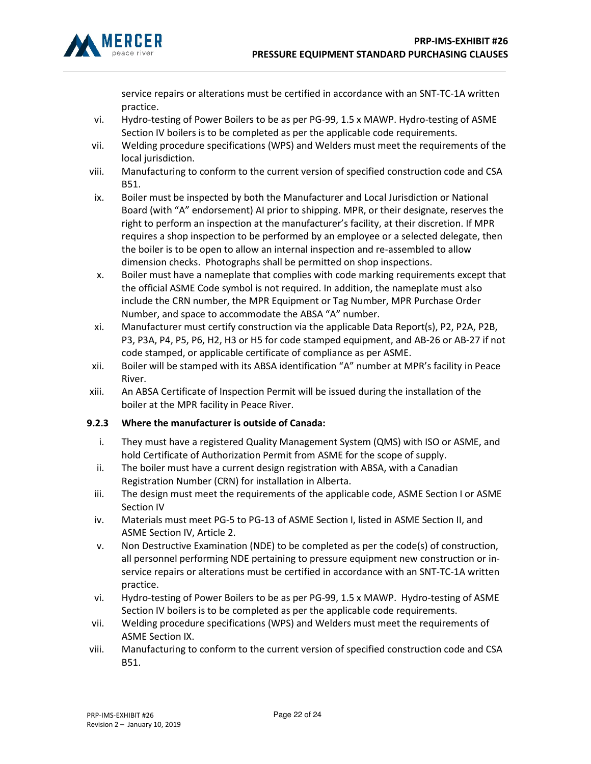service repairs or alterations must be certified in accordance with an SNT-TC-1A written practice.

vi. Hydro-testing of Power Boilers to be as per PG-99, 1.5 x MAWP. Hydro-testing of ASME Section IV boilers is to be completed as per the applicable code requirements.

vii. Welding procedure specifications (WPS) and Welders must meet the requirements of the local jurisdiction.

viii. Manufacturing to conform to the current version of specified construction code and CSA B51.

ix. Boiler must be inspected by both the Manufacturer and Local Jurisdiction or National Board (with "A" endorsement) AI prior to shipping. MPR, or their designate, reserves the right to perform an inspection at the manufacturer's facility, at their discretion. If MPR requires a shop inspection to be performed by an employee or a selected delegate, then the boiler is to be open to allow an internal inspection and re-assembled to allow dimension checks. Photographs shall be permitted on shop inspections.

x. Boiler must have a nameplate that complies with code marking requirements except that the official ASME Code symbol is not required. In addition, the nameplate must also include the CRN number, the MPR Equipment or Tag Number, MPR Purchase Order Number, and space to accommodate the ABSA "A" number.

xi. Manufacturer must certify construction via the applicable Data Report(s), P2, P2A, P2B, P3, P3A, P4, P5, P6, H2, H3 or H5 for code stamped equipment, and AB-26 or AB-27 if not code stamped, or applicable certificate of compliance as per ASME.

xii. Boiler will be stamped with its ABSA identification "A" number at MPR's facility in Peace River.

xiii. An ABSA Certificate of Inspection Permit will be issued during the installation of the boiler at the MPR facility in Peace River.

**9.2.3 Where the manufacturer is outside of Canada:**

i. They must have a registered Quality Management System (QMS) with ISO or ASME, and hold Certificate of Authorization Permit from ASME for the scope of supply.

ii. The boiler must have a current design registration with ABSA, with a Canadian Registration Number (CRN) for installation in Alberta.

iii. The design must meet the requirements of the applicable code, ASME Section I or ASME Section IV

iv. Materials must meet PG-5 to PG-13 of ASME Section I, listed in ASME Section II, and ASME Section IV, Article 2.

v. Non Destructive Examination (NDE) to be completed as per the code(s) of construction, all personnel performing NDE pertaining to pressure equipment new construction or in-service repairs or alterations must be certified in accordance with an SNT-TC-1A written practice.

vi. Hydro-testing of Power Boilers to be as per PG-99, 1.5 x MAWP. Hydro-testing of ASME Section IV boilers is to be completed as per the applicable code requirements.

vii. Welding procedure specifications (WPS) and Welders must meet the requirements of ASME Section IX.

viii. Manufacturing to conform to the current version of specified construction code and CSA B51.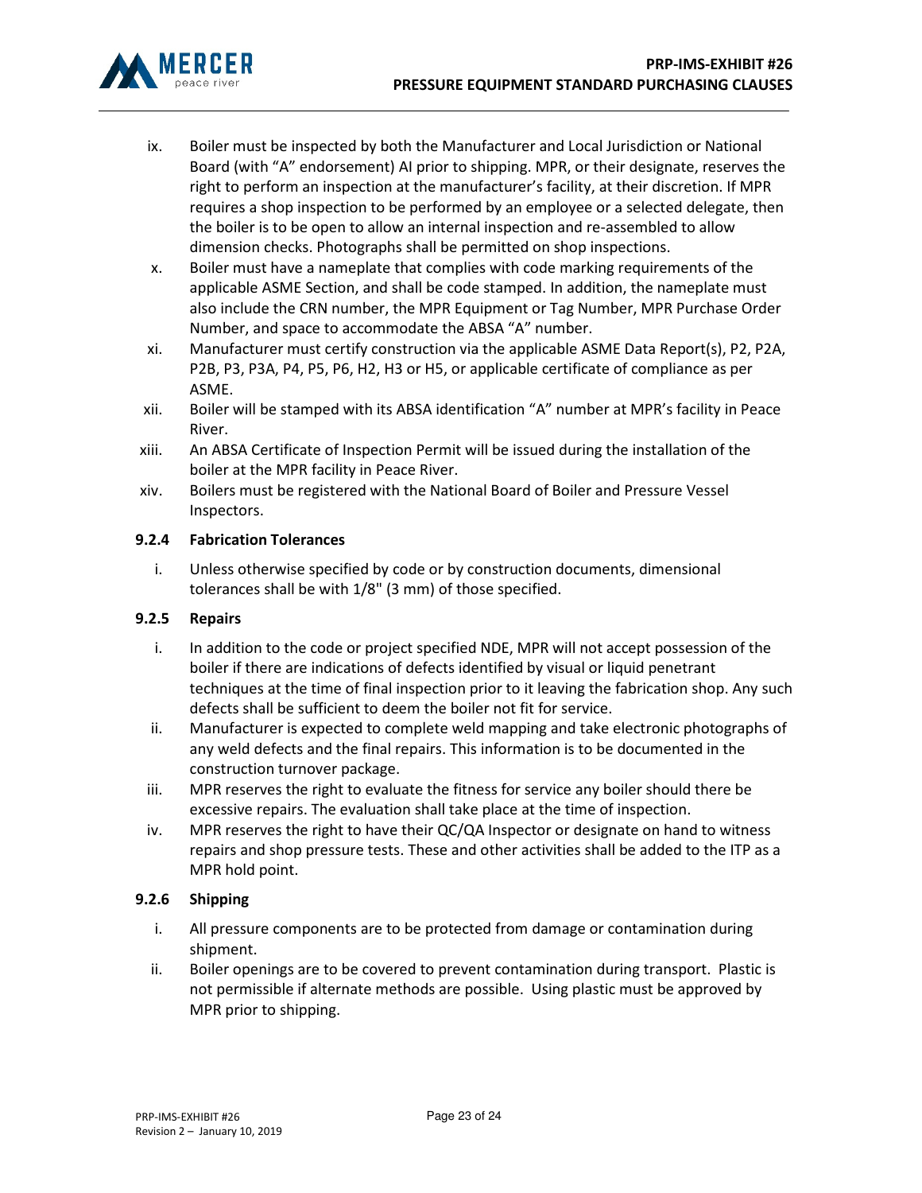ix. Boiler must be inspected by both the Manufacturer and Local Jurisdiction or National Board (with "A" endorsement) AI prior to shipping. MPR, or their designate, reserves the right to perform an inspection at the manufacturer's facility, at their discretion. If MPR requires a shop inspection to be performed by an employee or a selected delegate, then the boiler is to be open to allow an internal inspection and re-assembled to allow dimension checks. Photographs shall be permitted on shop inspections.

x. Boiler must have a nameplate that complies with code marking requirements of the applicable ASME Section, and shall be code stamped. In addition, the nameplate must also include the CRN number, the MPR Equipment or Tag Number, MPR Purchase Order Number, and space to accommodate the ABSA "A" number.

xi. Manufacturer must certify construction via the applicable ASME Data Report(s), P2, P2A, P2B, P3, P3A, P4, P5, P6, H2, H3 or H5, or applicable certificate of compliance as per ASME.

xii. Boiler will be stamped with its ABSA identification "A" number at MPR's facility in Peace River.

xiii. An ABSA Certificate of Inspection Permit will be issued during the installation of the boiler at the MPR facility in Peace River.

xiv. Boilers must be registered with the National Board of Boiler and Pressure Vessel Inspectors.

### 9.2.4 Fabrication Tolerances

i. Unless otherwise specified by code or by construction documents, dimensional tolerances shall be with 1/8" (3 mm) of those specified.

### 9.2.5 Repairs

i. In addition to the code or project specified NDE, MPR will not accept possession of the boiler if there are indications of defects identified by visual or liquid penetrant techniques at the time of final inspection prior to it leaving the fabrication shop. Any such defects shall be sufficient to deem the boiler not fit for service.

ii. Manufacturer is expected to complete weld mapping and take electronic photographs of any weld defects and the final repairs. This information is to be documented in the construction turnover package.

iii. MPR reserves the right to evaluate the fitness for service any boiler should there be excessive repairs. The evaluation shall take place at the time of inspection.

iv. MPR reserves the right to have their QC/QA Inspector or designate on hand to witness repairs and shop pressure tests. These and other activities shall be added to the ITP as a MPR hold point.

### 9.2.6 Shipping

i. All pressure components are to be protected from damage or contamination during shipment.

ii. Boiler openings are to be covered to prevent contamination during transport. Plastic is not permissible if alternate methods are possible. Using plastic must be approved by MPR prior to shipping.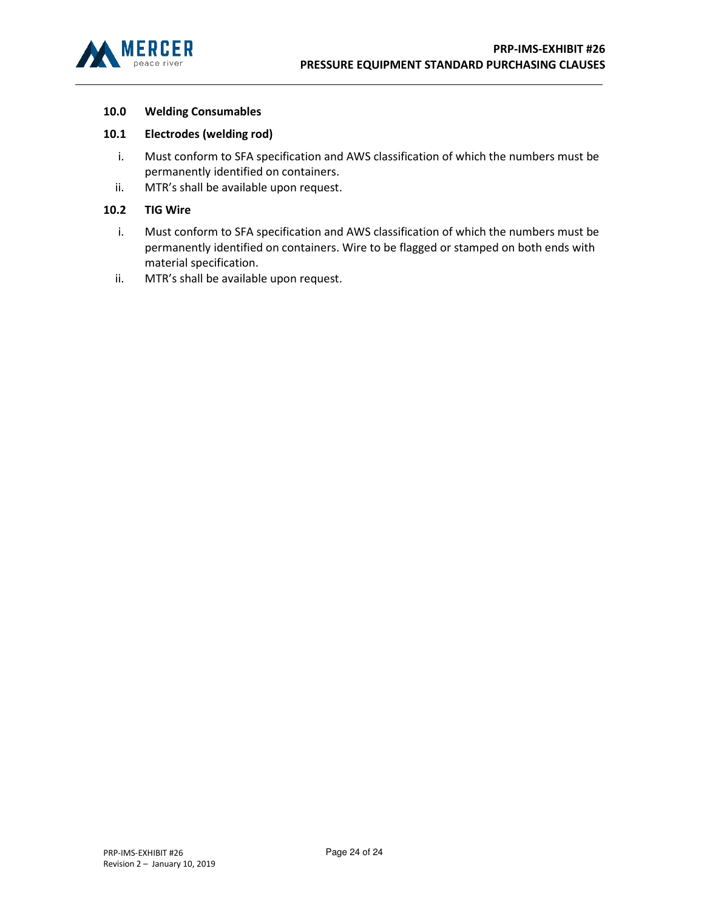## 10.0 Welding Consumables

### 10.1 Electrodes (welding rod)

i. Must conform to SFA specification and AWS classification of which the numbers must be permanently identified on containers.
ii. MTR's shall be available upon request.

### 10.2 TIG Wire

i. Must conform to SFA specification and AWS classification of which the numbers must be permanently identified on containers. Wire to be flagged or stamped on both ends with material specification.
ii. MTR's shall be available upon request.